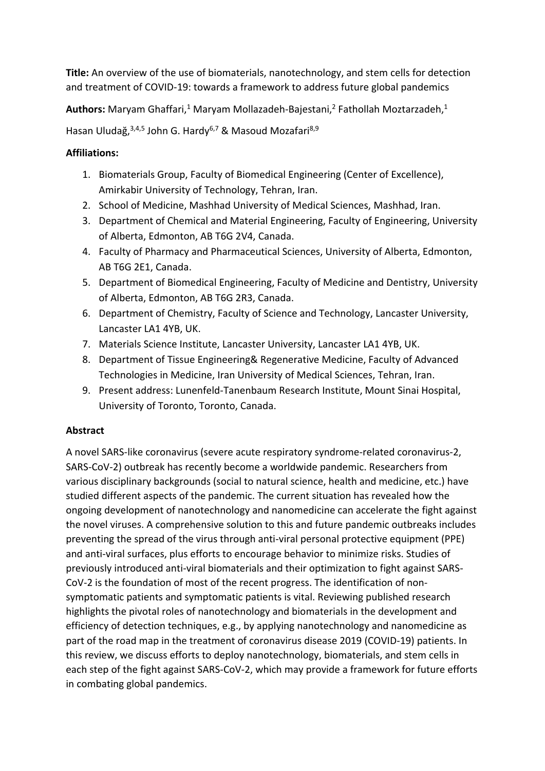**Title:** An overview of the use of biomaterials, nanotechnology, and stem cells for detection and treatment of COVID-19: towards a framework to address future global pandemics

**Authors:** Maryam Ghaffari,[1] Maryam Mollazadeh-Bajestani,[2] Fathollah Moztarzadeh,[1] Hasan Uludağ,[3,4,5] John G. Hardy[6,7] & Masoud Mozafari[8,9]

**Affiliations:**

1. Biomaterials Group, Faculty of Biomedical Engineering (Center of Excellence), Amirkabir University of Technology, Tehran, Iran.
2. School of Medicine, Mashhad University of Medical Sciences, Mashhad, Iran.
3. Department of Chemical and Material Engineering, Faculty of Engineering, University of Alberta, Edmonton, AB T6G 2V4, Canada.
4. Faculty of Pharmacy and Pharmaceutical Sciences, University of Alberta, Edmonton, AB T6G 2E1, Canada.
5. Department of Biomedical Engineering, Faculty of Medicine and Dentistry, University of Alberta, Edmonton, AB T6G 2R3, Canada.
6. Department of Chemistry, Faculty of Science and Technology, Lancaster University, Lancaster LA1 4YB, UK.
7. Materials Science Institute, Lancaster University, Lancaster LA1 4YB, UK.
8. Department of Tissue Engineering& Regenerative Medicine, Faculty of Advanced Technologies in Medicine, Iran University of Medical Sciences, Tehran, Iran.
9. Present address: Lunenfeld-Tanenbaum Research Institute, Mount Sinai Hospital, University of Toronto, Toronto, Canada.

**Abstract**

A novel SARS-like coronavirus (severe acute respiratory syndrome-related coronavirus-2, SARS-CoV-2) outbreak has recently become a worldwide pandemic. Researchers from various disciplinary backgrounds (social to natural science, health and medicine, etc.) have studied different aspects of the pandemic. The current situation has revealed how the ongoing development of nanotechnology and nanomedicine can accelerate the fight against the novel viruses. A comprehensive solution to this and future pandemic outbreaks includes preventing the spread of the virus through anti-viral personal protective equipment (PPE) and anti-viral surfaces, plus efforts to encourage behavior to minimize risks. Studies of previously introduced anti-viral biomaterials and their optimization to fight against SARS-CoV-2 is the foundation of most of the recent progress. The identification of non-symptomatic patients and symptomatic patients is vital. Reviewing published research highlights the pivotal roles of nanotechnology and biomaterials in the development and efficiency of detection techniques, e.g., by applying nanotechnology and nanomedicine as part of the road map in the treatment of coronavirus disease 2019 (COVID-19) patients. In this review, we discuss efforts to deploy nanotechnology, biomaterials, and stem cells in each step of the fight against SARS-CoV-2, which may provide a framework for future efforts in combating global pandemics.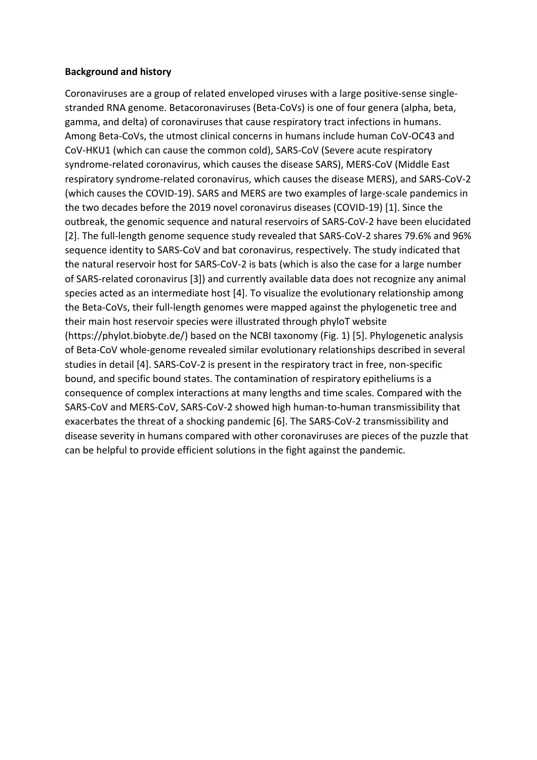**Background and history**

Coronaviruses are a group of related enveloped viruses with a large positive-sense single-stranded RNA genome. Betacoronaviruses (Beta-CoVs) is one of four genera (alpha, beta, gamma, and delta) of coronaviruses that cause respiratory tract infections in humans. Among Beta-CoVs, the utmost clinical concerns in humans include human CoV-OC43 and CoV-HKU1 (which can cause the common cold), SARS-CoV (Severe acute respiratory syndrome-related coronavirus, which causes the disease SARS), MERS-CoV (Middle East respiratory syndrome-related coronavirus, which causes the disease MERS), and SARS-CoV-2 (which causes the COVID-19). SARS and MERS are two examples of large-scale pandemics in the two decades before the 2019 novel coronavirus diseases (COVID-19) [1]. Since the outbreak, the genomic sequence and natural reservoirs of SARS-CoV-2 have been elucidated [2]. The full-length genome sequence study revealed that SARS-CoV-2 shares 79.6% and 96% sequence identity to SARS-CoV and bat coronavirus, respectively. The study indicated that the natural reservoir host for SARS-CoV-2 is bats (which is also the case for a large number of SARS-related coronavirus [3]) and currently available data does not recognize any animal species acted as an intermediate host [4]. To visualize the evolutionary relationship among the Beta-CoVs, their full-length genomes were mapped against the phylogenetic tree and their main host reservoir species were illustrated through phyloT website (https://phylot.biobyte.de/) based on the NCBI taxonomy (Fig. 1) [5]. Phylogenetic analysis of Beta-CoV whole-genome revealed similar evolutionary relationships described in several studies in detail [4]. SARS-CoV-2 is present in the respiratory tract in free, non-specific bound, and specific bound states. The contamination of respiratory epitheliums is a consequence of complex interactions at many lengths and time scales. Compared with the SARS-CoV and MERS-CoV, SARS-CoV-2 showed high human-to-human transmissibility that exacerbates the threat of a shocking pandemic [6]. The SARS-CoV-2 transmissibility and disease severity in humans compared with other coronaviruses are pieces of the puzzle that can be helpful to provide efficient solutions in the fight against the pandemic.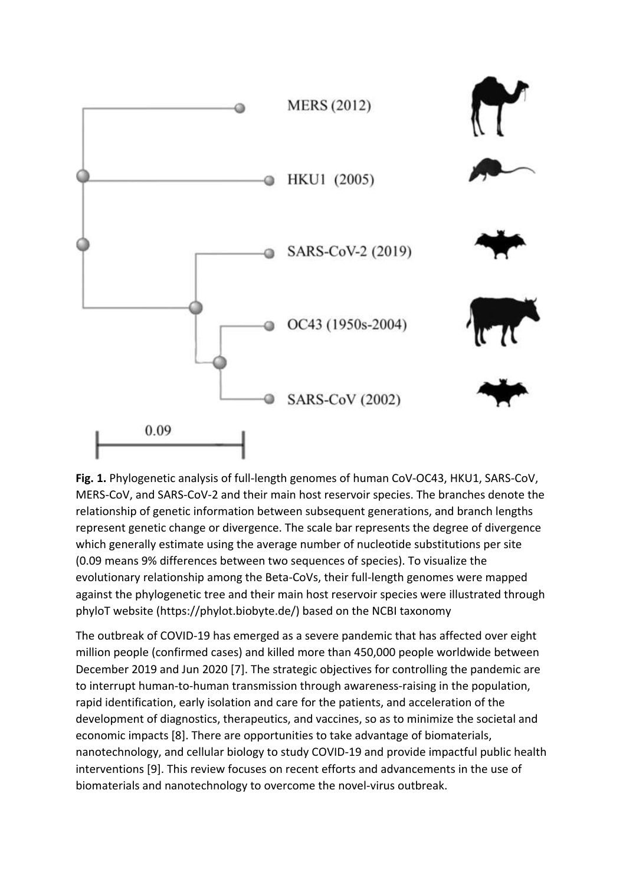**Fig. 1.** Phylogenetic analysis of full-length genomes of human CoV-OC43, HKU1, SARS-CoV, MERS-CoV, and SARS-CoV-2 and their main host reservoir species. The branches denote the relationship of genetic information between subsequent generations, and branch lengths represent genetic change or divergence. The scale bar represents the degree of divergence which generally estimate using the average number of nucleotide substitutions per site (0.09 means 9% differences between two sequences of species). To visualize the evolutionary relationship among the Beta-CoVs, their full-length genomes were mapped against the phylogenetic tree and their main host reservoir species were illustrated through phyloT website (https://phylot.biobyte.de/) based on the NCBI taxonomy

The outbreak of COVID-19 has emerged as a severe pandemic that has affected over eight million people (confirmed cases) and killed more than 450,000 people worldwide between December 2019 and Jun 2020 [7]. The strategic objectives for controlling the pandemic are to interrupt human-to-human transmission through awareness-raising in the population, rapid identification, early isolation and care for the patients, and acceleration of the development of diagnostics, therapeutics, and vaccines, so as to minimize the societal and economic impacts [8]. There are opportunities to take advantage of biomaterials, nanotechnology, and cellular biology to study COVID-19 and provide impactful public health interventions [9]. This review focuses on recent efforts and advancements in the use of biomaterials and nanotechnology to overcome the novel-virus outbreak.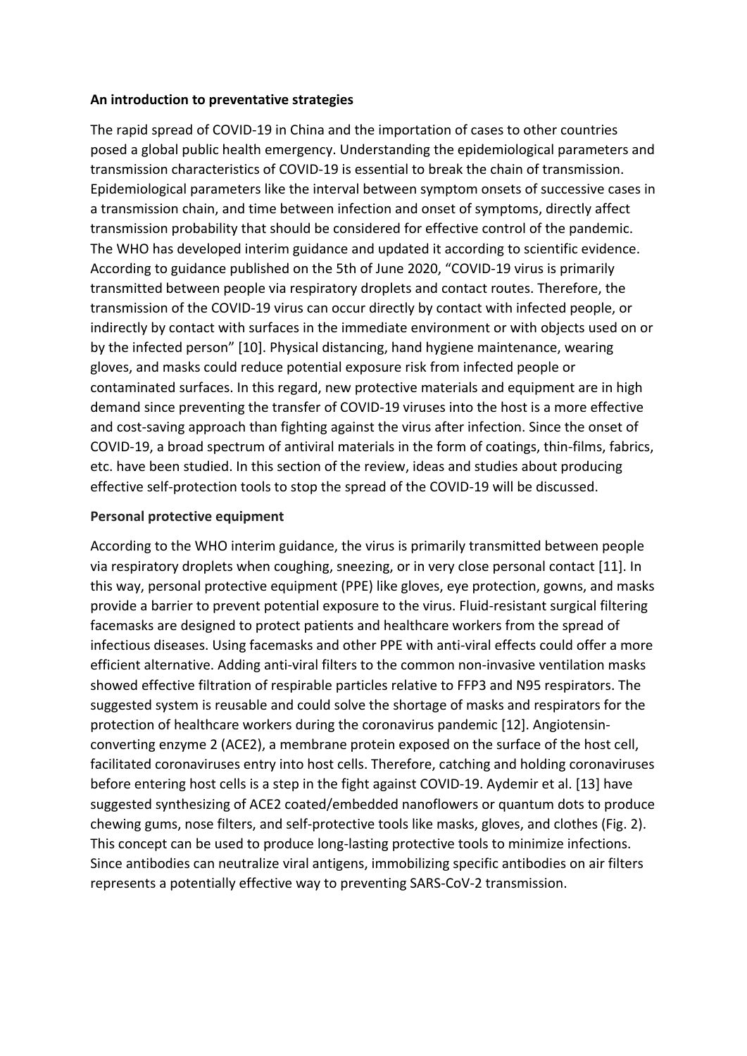## An introduction to preventative strategies

The rapid spread of COVID-19 in China and the importation of cases to other countries posed a global public health emergency. Understanding the epidemiological parameters and transmission characteristics of COVID-19 is essential to break the chain of transmission. Epidemiological parameters like the interval between symptom onsets of successive cases in a transmission chain, and time between infection and onset of symptoms, directly affect transmission probability that should be considered for effective control of the pandemic. The WHO has developed interim guidance and updated it according to scientific evidence. According to guidance published on the 5th of June 2020, "COVID-19 virus is primarily transmitted between people via respiratory droplets and contact routes. Therefore, the transmission of the COVID-19 virus can occur directly by contact with infected people, or indirectly by contact with surfaces in the immediate environment or with objects used on or by the infected person" [10]. Physical distancing, hand hygiene maintenance, wearing gloves, and masks could reduce potential exposure risk from infected people or contaminated surfaces. In this regard, new protective materials and equipment are in high demand since preventing the transfer of COVID-19 viruses into the host is a more effective and cost-saving approach than fighting against the virus after infection. Since the onset of COVID-19, a broad spectrum of antiviral materials in the form of coatings, thin-films, fabrics, etc. have been studied. In this section of the review, ideas and studies about producing effective self-protection tools to stop the spread of the COVID-19 will be discussed.

## Personal protective equipment

According to the WHO interim guidance, the virus is primarily transmitted between people via respiratory droplets when coughing, sneezing, or in very close personal contact [11]. In this way, personal protective equipment (PPE) like gloves, eye protection, gowns, and masks provide a barrier to prevent potential exposure to the virus. Fluid-resistant surgical filtering facemasks are designed to protect patients and healthcare workers from the spread of infectious diseases. Using facemasks and other PPE with anti-viral effects could offer a more efficient alternative. Adding anti-viral filters to the common non-invasive ventilation masks showed effective filtration of respirable particles relative to FFP3 and N95 respirators. The suggested system is reusable and could solve the shortage of masks and respirators for the protection of healthcare workers during the coronavirus pandemic [12]. Angiotensin-converting enzyme 2 (ACE2), a membrane protein exposed on the surface of the host cell, facilitated coronaviruses entry into host cells. Therefore, catching and holding coronaviruses before entering host cells is a step in the fight against COVID-19. Aydemir et al. [13] have suggested synthesizing of ACE2 coated/embedded nanoflowers or quantum dots to produce chewing gums, nose filters, and self-protective tools like masks, gloves, and clothes (Fig. 2). This concept can be used to produce long-lasting protective tools to minimize infections. Since antibodies can neutralize viral antigens, immobilizing specific antibodies on air filters represents a potentially effective way to preventing SARS-CoV-2 transmission.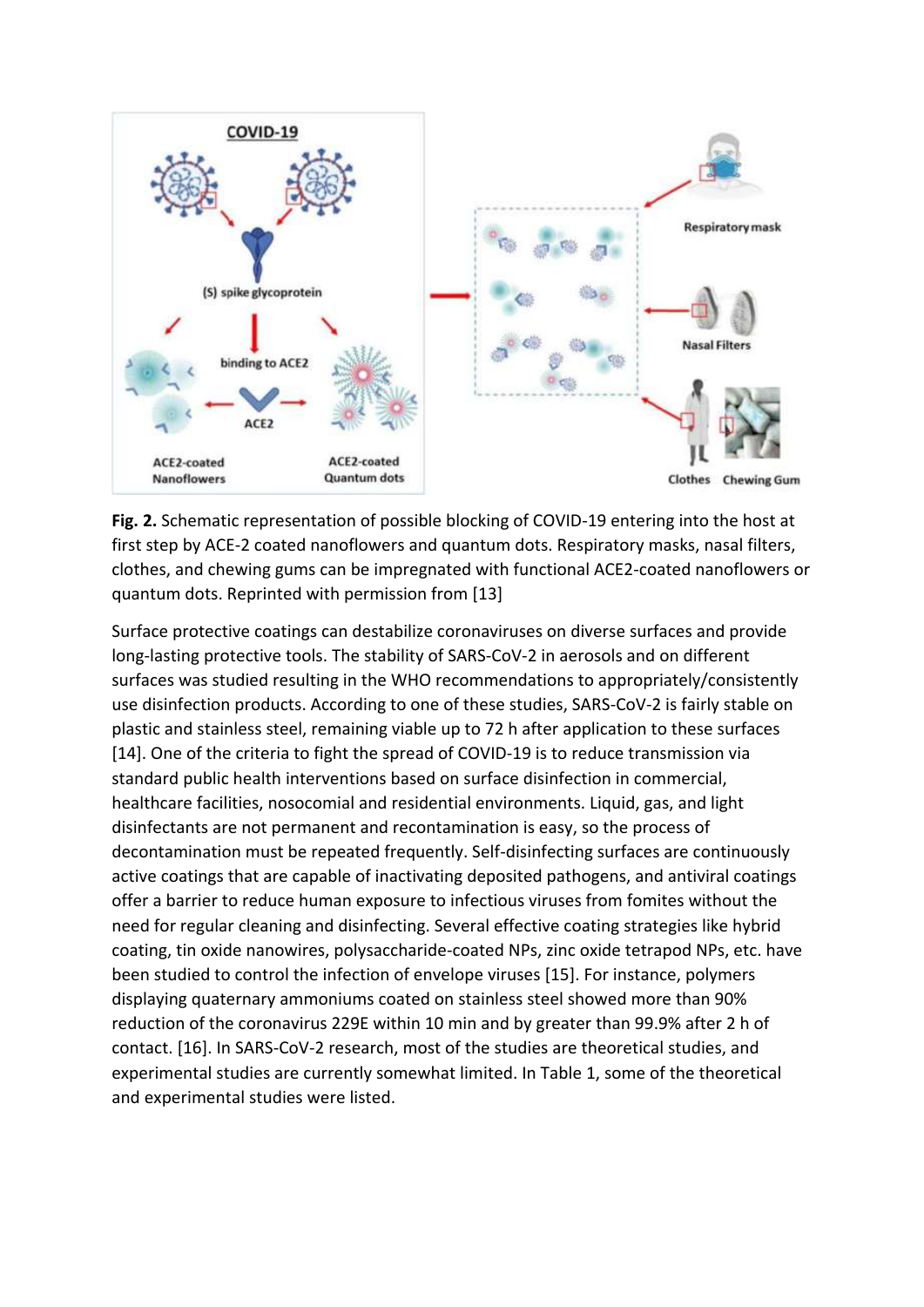**Fig. 2.** Schematic representation of possible blocking of COVID-19 entering into the host at first step by ACE-2 coated nanoflowers and quantum dots. Respiratory masks, nasal filters, clothes, and chewing gums can be impregnated with functional ACE2-coated nanoflowers or quantum dots. Reprinted with permission from [13]

Surface protective coatings can destabilize coronaviruses on diverse surfaces and provide long-lasting protective tools. The stability of SARS-CoV-2 in aerosols and on different surfaces was studied resulting in the WHO recommendations to appropriately/consistently use disinfection products. According to one of these studies, SARS-CoV-2 is fairly stable on plastic and stainless steel, remaining viable up to 72 h after application to these surfaces [14]. One of the criteria to fight the spread of COVID-19 is to reduce transmission via standard public health interventions based on surface disinfection in commercial, healthcare facilities, nosocomial and residential environments. Liquid, gas, and light disinfectants are not permanent and recontamination is easy, so the process of decontamination must be repeated frequently. Self-disinfecting surfaces are continuously active coatings that are capable of inactivating deposited pathogens, and antiviral coatings offer a barrier to reduce human exposure to infectious viruses from fomites without the need for regular cleaning and disinfecting. Several effective coating strategies like hybrid coating, tin oxide nanowires, polysaccharide-coated NPs, zinc oxide tetrapod NPs, etc. have been studied to control the infection of envelope viruses [15]. For instance, polymers displaying quaternary ammoniums coated on stainless steel showed more than 90% reduction of the coronavirus 229E within 10 min and by greater than 99.9% after 2 h of contact. [16]. In SARS-CoV-2 research, most of the studies are theoretical studies, and experimental studies are currently somewhat limited. In Table 1, some of the theoretical and experimental studies were listed.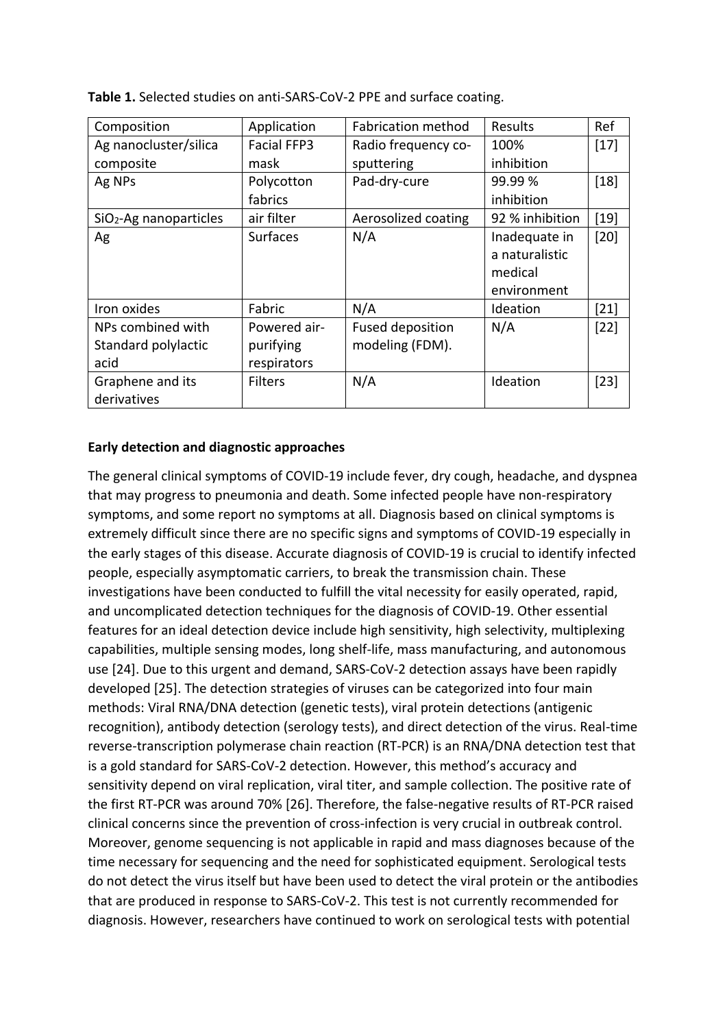**Table 1.** Selected studies on anti-SARS-CoV-2 PPE and surface coating.

| Composition | Application | Fabrication method | Results | Ref |
|---|---|---|---|---|
| Ag nanocluster/silica composite | Facial FFP3 mask | Radio frequency co-sputtering | 100% inhibition | [17] |
| Ag NPs | Polycotton fabrics | Pad-dry-cure | 99.99 % inhibition | [18] |
| $SiO_2$-Ag nanoparticles | air filter | Aerosolized coating | 92 % inhibition | [19] |
| Ag | Surfaces | N/A | Inadequate in a naturalistic medical environment | [20] |
| Iron oxides | Fabric | N/A | Ideation | [21] |
| NPs combined with Standard polylactic acid | Powered air-purifying respirators | Fused deposition modeling (FDM). | N/A | [22] |
| Graphene and its derivatives | Filters | N/A | Ideation | [23] |

**Early detection and diagnostic approaches**

The general clinical symptoms of COVID-19 include fever, dry cough, headache, and dyspnea that may progress to pneumonia and death. Some infected people have non-respiratory symptoms, and some report no symptoms at all. Diagnosis based on clinical symptoms is extremely difficult since there are no specific signs and symptoms of COVID-19 especially in the early stages of this disease. Accurate diagnosis of COVID-19 is crucial to identify infected people, especially asymptomatic carriers, to break the transmission chain. These investigations have been conducted to fulfill the vital necessity for easily operated, rapid, and uncomplicated detection techniques for the diagnosis of COVID-19. Other essential features for an ideal detection device include high sensitivity, high selectivity, multiplexing capabilities, multiple sensing modes, long shelf-life, mass manufacturing, and autonomous use [24]. Due to this urgent and demand, SARS-CoV-2 detection assays have been rapidly developed [25]. The detection strategies of viruses can be categorized into four main methods: Viral RNA/DNA detection (genetic tests), viral protein detections (antigenic recognition), antibody detection (serology tests), and direct detection of the virus. Real-time reverse-transcription polymerase chain reaction (RT-PCR) is an RNA/DNA detection test that is a gold standard for SARS-CoV-2 detection. However, this method's accuracy and sensitivity depend on viral replication, viral titer, and sample collection. The positive rate of the first RT-PCR was around 70% [26]. Therefore, the false-negative results of RT-PCR raised clinical concerns since the prevention of cross-infection is very crucial in outbreak control. Moreover, genome sequencing is not applicable in rapid and mass diagnoses because of the time necessary for sequencing and the need for sophisticated equipment. Serological tests do not detect the virus itself but have been used to detect the viral protein or the antibodies that are produced in response to SARS-CoV-2. This test is not currently recommended for diagnosis. However, researchers have continued to work on serological tests with potential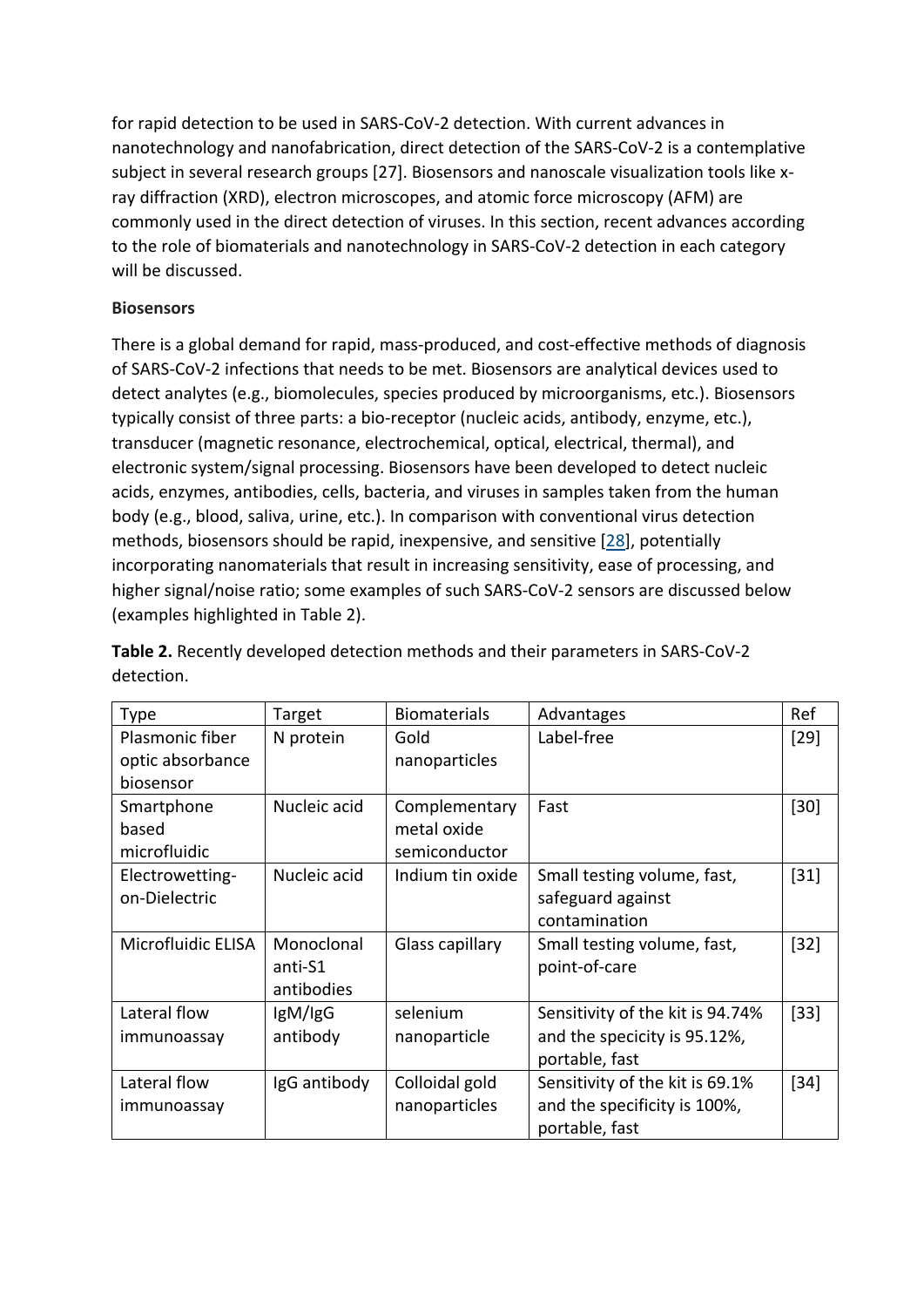for rapid detection to be used in SARS-CoV-2 detection. With current advances in nanotechnology and nanofabrication, direct detection of the SARS-CoV-2 is a contemplative subject in several research groups [27]. Biosensors and nanoscale visualization tools like x-ray diffraction (XRD), electron microscopes, and atomic force microscopy (AFM) are commonly used in the direct detection of viruses. In this section, recent advances according to the role of biomaterials and nanotechnology in SARS-CoV-2 detection in each category will be discussed.

**Biosensors**

There is a global demand for rapid, mass-produced, and cost-effective methods of diagnosis of SARS-CoV-2 infections that needs to be met. Biosensors are analytical devices used to detect analytes (e.g., biomolecules, species produced by microorganisms, etc.). Biosensors typically consist of three parts: a bio-receptor (nucleic acids, antibody, enzyme, etc.), transducer (magnetic resonance, electrochemical, optical, electrical, thermal), and electronic system/signal processing. Biosensors have been developed to detect nucleic acids, enzymes, antibodies, cells, bacteria, and viruses in samples taken from the human body (e.g., blood, saliva, urine, etc.). In comparison with conventional virus detection methods, biosensors should be rapid, inexpensive, and sensitive [28], potentially incorporating nanomaterials that result in increasing sensitivity, ease of processing, and higher signal/noise ratio; some examples of such SARS-CoV-2 sensors are discussed below (examples highlighted in Table 2).

**Table 2.** Recently developed detection methods and their parameters in SARS-CoV-2 detection.

| Type | Target | Biomaterials | Advantages | Ref |
|---|---|---|---|---|
| Plasmonic fiber optic absorbance biosensor | N protein | Gold nanoparticles | Label-free | [29] |
| Smartphone based microfluidic | Nucleic acid | Complementary metal oxide semiconductor | Fast | [30] |
| Electrowetting-on-Dielectric | Nucleic acid | Indium tin oxide | Small testing volume, fast, safeguard against contamination | [31] |
| Microfluidic ELISA | Monoclonal anti-S1 antibodies | Glass capillary | Small testing volume, fast, point-of-care | [32] |
| Lateral flow immunoassay | IgM/IgG antibody | selenium nanoparticle | Sensitivity of the kit is 94.74% and the specicity is 95.12%, portable, fast | [33] |
| Lateral flow immunoassay | IgG antibody | Colloidal gold nanoparticles | Sensitivity of the kit is 69.1% and the specificity is 100%, portable, fast | [34] |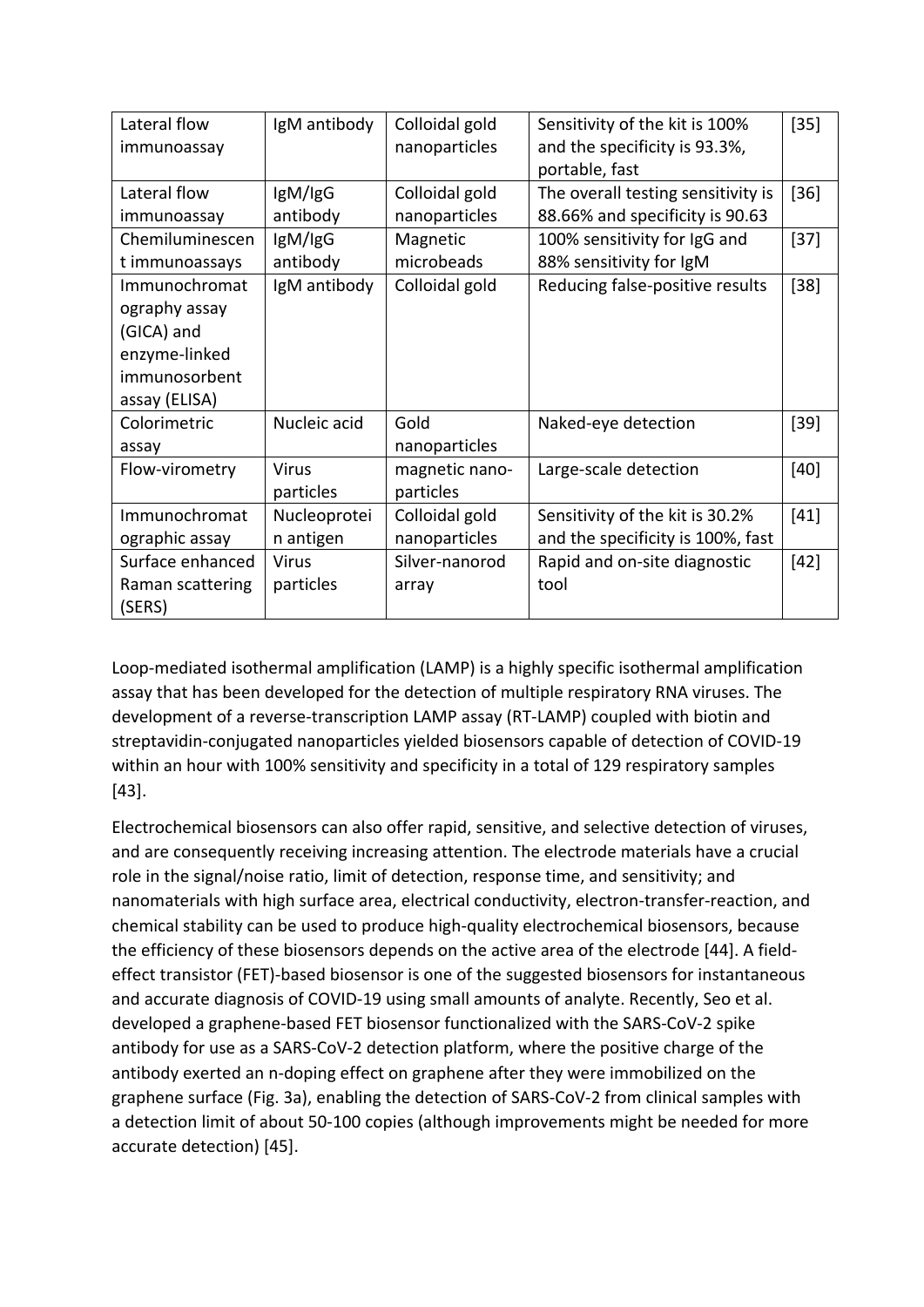| Lateral flow immunoassay | IgM antibody | Colloidal gold nanoparticles | Sensitivity of the kit is 100% and the specificity is 93.3%, portable, fast | [35] |
|---|---|---|---|---|
| Lateral flow immunoassay | IgM/IgG antibody | Colloidal gold nanoparticles | The overall testing sensitivity is 88.66% and specificity is 90.63 | [36] |
| Chemiluminescent immunoassays | IgM/IgG antibody | Magnetic microbeads | 100% sensitivity for IgG and 88% sensitivity for IgM | [37] |
| Immunochromatography assay (GICA) and enzyme-linked immunosorbent assay (ELISA) | IgM antibody | Colloidal gold | Reducing false-positive results | [38] |
| Colorimetric assay | Nucleic acid | Gold nanoparticles | Naked-eye detection | [39] |
| Flow-virometry | Virus particles | magnetic nano-particles | Large-scale detection | [40] |
| Immunochromatographic assay | Nucleoprotein antigen | Colloidal gold nanoparticles | Sensitivity of the kit is 30.2% and the specificity is 100%, fast | [41] |
| Surface enhanced Raman scattering (SERS) | Virus particles | Silver-nanorod array | Rapid and on-site diagnostic tool | [42] |

Loop-mediated isothermal amplification (LAMP) is a highly specific isothermal amplification assay that has been developed for the detection of multiple respiratory RNA viruses. The development of a reverse-transcription LAMP assay (RT-LAMP) coupled with biotin and streptavidin-conjugated nanoparticles yielded biosensors capable of detection of COVID-19 within an hour with 100% sensitivity and specificity in a total of 129 respiratory samples [43].

Electrochemical biosensors can also offer rapid, sensitive, and selective detection of viruses, and are consequently receiving increasing attention. The electrode materials have a crucial role in the signal/noise ratio, limit of detection, response time, and sensitivity; and nanomaterials with high surface area, electrical conductivity, electron-transfer-reaction, and chemical stability can be used to produce high-quality electrochemical biosensors, because the efficiency of these biosensors depends on the active area of the electrode [44]. A field-effect transistor (FET)-based biosensor is one of the suggested biosensors for instantaneous and accurate diagnosis of COVID-19 using small amounts of analyte. Recently, Seo et al. developed a graphene-based FET biosensor functionalized with the SARS-CoV-2 spike antibody for use as a SARS-CoV-2 detection platform, where the positive charge of the antibody exerted an n-doping effect on graphene after they were immobilized on the graphene surface (Fig. 3a), enabling the detection of SARS-CoV-2 from clinical samples with a detection limit of about 50-100 copies (although improvements might be needed for more accurate detection) [45].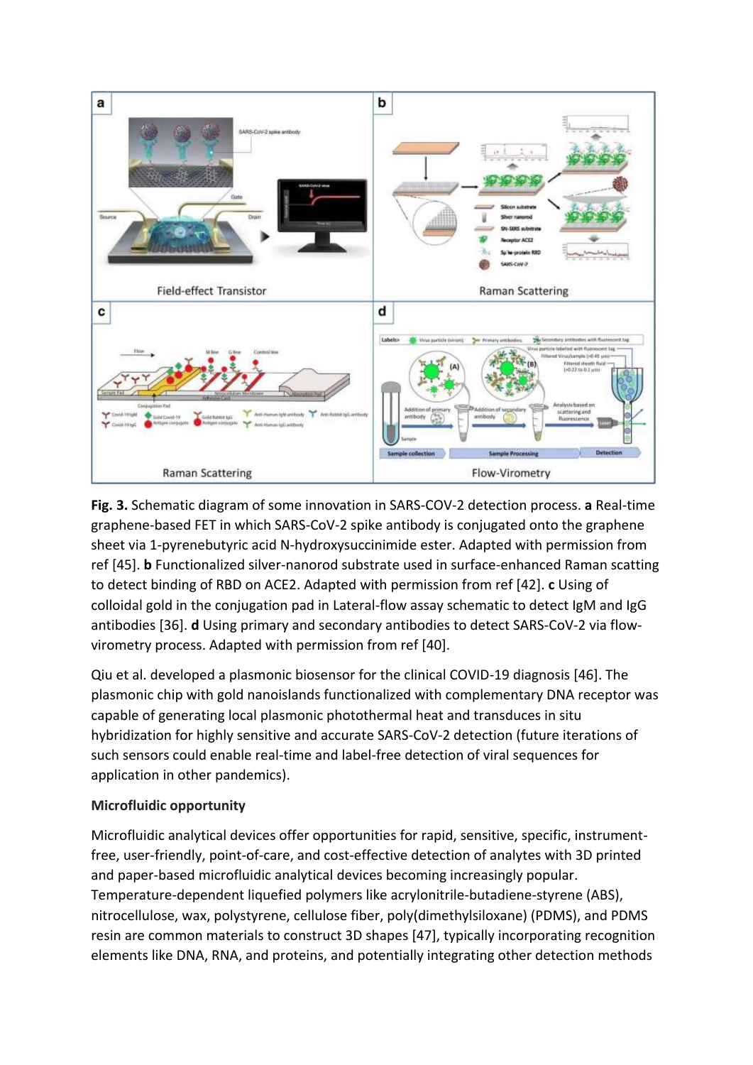**Fig. 3.** Schematic diagram of some innovation in SARS-COV-2 detection process. **a** Real-time graphene-based FET in which SARS-CoV-2 spike antibody is conjugated onto the graphene sheet via 1-pyrenebutyric acid N-hydroxysuccinimide ester. Adapted with permission from ref [45]. **b** Functionalized silver-nanorod substrate used in surface-enhanced Raman scatting to detect binding of RBD on ACE2. Adapted with permission from ref [42]. **c** Using of colloidal gold in the conjugation pad in Lateral-flow assay schematic to detect IgM and IgG antibodies [36]. **d** Using primary and secondary antibodies to detect SARS-CoV-2 via flow-virometry process. Adapted with permission from ref [40].

Qiu et al. developed a plasmonic biosensor for the clinical COVID-19 diagnosis [46]. The plasmonic chip with gold nanoislands functionalized with complementary DNA receptor was capable of generating local plasmonic photothermal heat and transduces in situ hybridization for highly sensitive and accurate SARS-CoV-2 detection (future iterations of such sensors could enable real-time and label-free detection of viral sequences for application in other pandemics).

**Microfluidic opportunity**

Microfluidic analytical devices offer opportunities for rapid, sensitive, specific, instrument-free, user-friendly, point-of-care, and cost-effective detection of analytes with 3D printed and paper-based microfluidic analytical devices becoming increasingly popular. Temperature-dependent liquefied polymers like acrylonitrile-butadiene-styrene (ABS), nitrocellulose, wax, polystyrene, cellulose fiber, poly(dimethylsiloxane) (PDMS), and PDMS resin are common materials to construct 3D shapes [47], typically incorporating recognition elements like DNA, RNA, and proteins, and potentially integrating other detection methods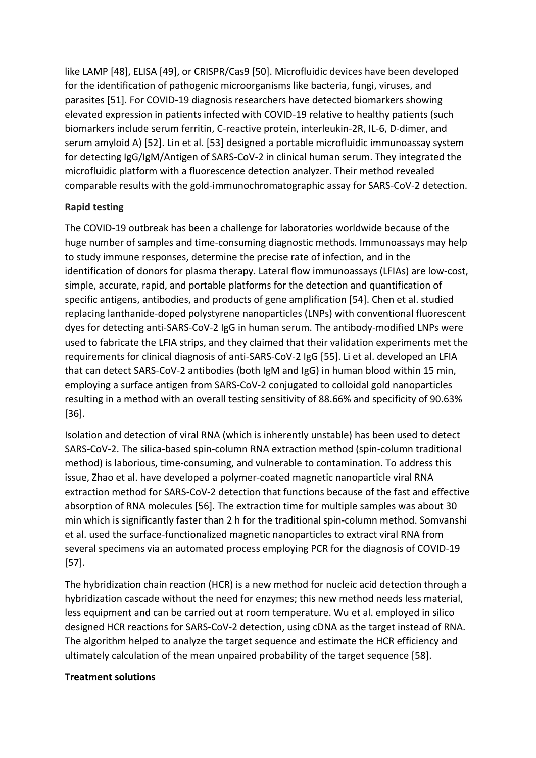like LAMP [48], ELISA [49], or CRISPR/Cas9 [50]. Microfluidic devices have been developed for the identification of pathogenic microorganisms like bacteria, fungi, viruses, and parasites [51]. For COVID-19 diagnosis researchers have detected biomarkers showing elevated expression in patients infected with COVID-19 relative to healthy patients (such biomarkers include serum ferritin, C-reactive protein, interleukin-2R, IL-6, D-dimer, and serum amyloid A) [52]. Lin et al. [53] designed a portable microfluidic immunoassay system for detecting IgG/IgM/Antigen of SARS-CoV-2 in clinical human serum. They integrated the microfluidic platform with a fluorescence detection analyzer. Their method revealed comparable results with the gold-immunochromatographic assay for SARS-CoV-2 detection.

**Rapid testing**

The COVID-19 outbreak has been a challenge for laboratories worldwide because of the huge number of samples and time-consuming diagnostic methods. Immunoassays may help to study immune responses, determine the precise rate of infection, and in the identification of donors for plasma therapy. Lateral flow immunoassays (LFIAs) are low-cost, simple, accurate, rapid, and portable platforms for the detection and quantification of specific antigens, antibodies, and products of gene amplification [54]. Chen et al. studied replacing lanthanide-doped polystyrene nanoparticles (LNPs) with conventional fluorescent dyes for detecting anti-SARS-CoV-2 IgG in human serum. The antibody-modified LNPs were used to fabricate the LFIA strips, and they claimed that their validation experiments met the requirements for clinical diagnosis of anti-SARS-CoV-2 IgG [55]. Li et al. developed an LFIA that can detect SARS-CoV-2 antibodies (both IgM and IgG) in human blood within 15 min, employing a surface antigen from SARS-CoV-2 conjugated to colloidal gold nanoparticles resulting in a method with an overall testing sensitivity of 88.66% and specificity of 90.63% [36].

Isolation and detection of viral RNA (which is inherently unstable) has been used to detect SARS-CoV-2. The silica-based spin-column RNA extraction method (spin-column traditional method) is laborious, time-consuming, and vulnerable to contamination. To address this issue, Zhao et al. have developed a polymer-coated magnetic nanoparticle viral RNA extraction method for SARS-CoV-2 detection that functions because of the fast and effective absorption of RNA molecules [56]. The extraction time for multiple samples was about 30 min which is significantly faster than 2 h for the traditional spin-column method. Somvanshi et al. used the surface-functionalized magnetic nanoparticles to extract viral RNA from several specimens via an automated process employing PCR for the diagnosis of COVID-19 [57].

The hybridization chain reaction (HCR) is a new method for nucleic acid detection through a hybridization cascade without the need for enzymes; this new method needs less material, less equipment and can be carried out at room temperature. Wu et al. employed in silico designed HCR reactions for SARS-CoV-2 detection, using cDNA as the target instead of RNA. The algorithm helped to analyze the target sequence and estimate the HCR efficiency and ultimately calculation of the mean unpaired probability of the target sequence [58].

**Treatment solutions**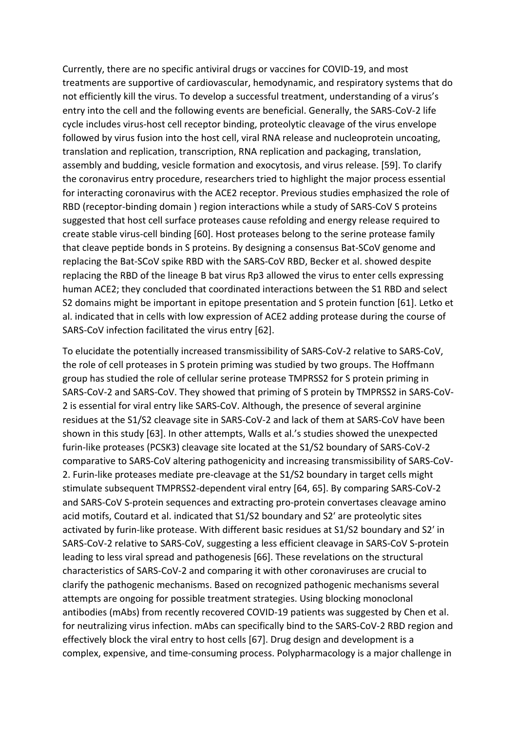Currently, there are no specific antiviral drugs or vaccines for COVID-19, and most treatments are supportive of cardiovascular, hemodynamic, and respiratory systems that do not efficiently kill the virus. To develop a successful treatment, understanding of a virus's entry into the cell and the following events are beneficial. Generally, the SARS-CoV-2 life cycle includes virus-host cell receptor binding, proteolytic cleavage of the virus envelope followed by virus fusion into the host cell, viral RNA release and nucleoprotein uncoating, translation and replication, transcription, RNA replication and packaging, translation, assembly and budding, vesicle formation and exocytosis, and virus release. [59]. To clarify the coronavirus entry procedure, researchers tried to highlight the major process essential for interacting coronavirus with the ACE2 receptor. Previous studies emphasized the role of RBD (receptor-binding domain ) region interactions while a study of SARS-CoV S proteins suggested that host cell surface proteases cause refolding and energy release required to create stable virus-cell binding [60]. Host proteases belong to the serine protease family that cleave peptide bonds in S proteins. By designing a consensus Bat-SCoV genome and replacing the Bat-SCoV spike RBD with the SARS-CoV RBD, Becker et al. showed despite replacing the RBD of the lineage B bat virus Rp3 allowed the virus to enter cells expressing human ACE2; they concluded that coordinated interactions between the S1 RBD and select S2 domains might be important in epitope presentation and S protein function [61]. Letko et al. indicated that in cells with low expression of ACE2 adding protease during the course of SARS-CoV infection facilitated the virus entry [62].

To elucidate the potentially increased transmissibility of SARS-CoV-2 relative to SARS-CoV, the role of cell proteases in S protein priming was studied by two groups. The Hoffmann group has studied the role of cellular serine protease TMPRSS2 for S protein priming in SARS-CoV-2 and SARS-CoV. They showed that priming of S protein by TMPRSS2 in SARS-CoV-2 is essential for viral entry like SARS-CoV. Although, the presence of several arginine residues at the S1/S2 cleavage site in SARS-CoV-2 and lack of them at SARS-CoV have been shown in this study [63]. In other attempts, Walls et al.'s studies showed the unexpected furin-like proteases (PCSK3) cleavage site located at the S1/S2 boundary of SARS-CoV-2 comparative to SARS-CoV altering pathogenicity and increasing transmissibility of SARS-CoV-2. Furin-like proteases mediate pre-cleavage at the S1/S2 boundary in target cells might stimulate subsequent TMPRSS2-dependent viral entry [64, 65]. By comparing SARS-CoV-2 and SARS-CoV S-protein sequences and extracting pro-protein convertases cleavage amino acid motifs, Coutard et al. indicated that S1/S2 boundary and S2' are proteolytic sites activated by furin-like protease. With different basic residues at S1/S2 boundary and S2' in SARS-CoV-2 relative to SARS-CoV, suggesting a less efficient cleavage in SARS-CoV S-protein leading to less viral spread and pathogenesis [66]. These revelations on the structural characteristics of SARS-CoV-2 and comparing it with other coronaviruses are crucial to clarify the pathogenic mechanisms. Based on recognized pathogenic mechanisms several attempts are ongoing for possible treatment strategies. Using blocking monoclonal antibodies (mAbs) from recently recovered COVID-19 patients was suggested by Chen et al. for neutralizing virus infection. mAbs can specifically bind to the SARS-CoV-2 RBD region and effectively block the viral entry to host cells [67]. Drug design and development is a complex, expensive, and time-consuming process. Polypharmacology is a major challenge in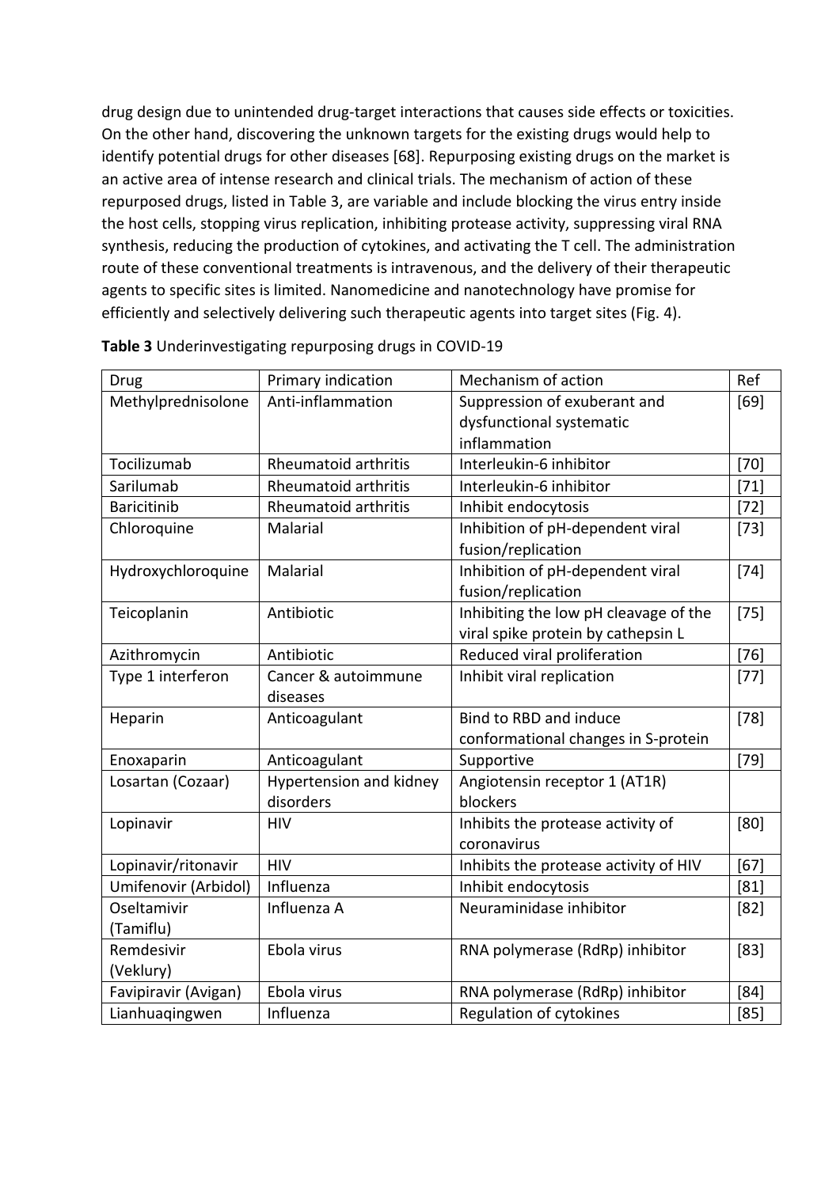drug design due to unintended drug-target interactions that causes side effects or toxicities. On the other hand, discovering the unknown targets for the existing drugs would help to identify potential drugs for other diseases [68]. Repurposing existing drugs on the market is an active area of intense research and clinical trials. The mechanism of action of these repurposed drugs, listed in Table 3, are variable and include blocking the virus entry inside the host cells, stopping virus replication, inhibiting protease activity, suppressing viral RNA synthesis, reducing the production of cytokines, and activating the T cell. The administration route of these conventional treatments is intravenous, and the delivery of their therapeutic agents to specific sites is limited. Nanomedicine and nanotechnology have promise for efficiently and selectively delivering such therapeutic agents into target sites (Fig. 4).

**Table 3** Underinvestigating repurposing drugs in COVID-19

| Drug | Primary indication | Mechanism of action | Ref |
|---|---|---|---|
| Methylprednisolone | Anti-inflammation | Suppression of exuberant and dysfunctional systematic inflammation | [69] |
| Tocilizumab | Rheumatoid arthritis | Interleukin-6 inhibitor | [70] |
| Sarilumab | Rheumatoid arthritis | Interleukin-6 inhibitor | [71] |
| Baricitinib | Rheumatoid arthritis | Inhibit endocytosis | [72] |
| Chloroquine | Malarial | Inhibition of pH-dependent viral fusion/replication | [73] |
| Hydroxychloroquine | Malarial | Inhibition of pH-dependent viral fusion/replication | [74] |
| Teicoplanin | Antibiotic | Inhibiting the low pH cleavage of the viral spike protein by cathepsin L | [75] |
| Azithromycin | Antibiotic | Reduced viral proliferation | [76] |
| Type 1 interferon | Cancer & autoimmune diseases | Inhibit viral replication | [77] |
| Heparin | Anticoagulant | Bind to RBD and induce conformational changes in S-protein | [78] |
| Enoxaparin | Anticoagulant | Supportive | [79] |
| Losartan (Cozaar) | Hypertension and kidney disorders | Angiotensin receptor 1 (AT1R) blockers | |
| Lopinavir | HIV | Inhibits the protease activity of coronavirus | [80] |
| Lopinavir/ritonavir | HIV | Inhibits the protease activity of HIV | [67] |
| Umifenovir (Arbidol) | Influenza | Inhibit endocytosis | [81] |
| Oseltamivir (Tamiflu) | Influenza A | Neuraminidase inhibitor | [82] |
| Remdesivir (Veklury) | Ebola virus | RNA polymerase (RdRp) inhibitor | [83] |
| Favipiravir (Avigan) | Ebola virus | RNA polymerase (RdRp) inhibitor | [84] |
| Lianhuaqingwen | Influenza | Regulation of cytokines | [85] |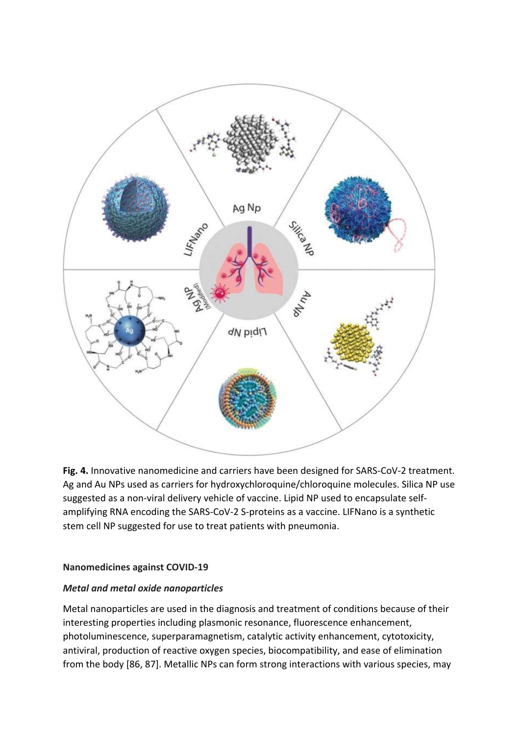**Fig. 4.** Innovative nanomedicine and carriers have been designed for SARS-CoV-2 treatment. Ag and Au NPs used as carriers for hydroxychloroquine/chloroquine molecules. Silica NP use suggested as a non-viral delivery vehicle of vaccine. Lipid NP used to encapsulate self-amplifying RNA encoding the SARS-CoV-2 S-proteins as a vaccine. LIFNano is a synthetic stem cell NP suggested for use to treat patients with pneumonia.

## Nanomedicines against COVID-19

### *Metal and metal oxide nanoparticles*

Metal nanoparticles are used in the diagnosis and treatment of conditions because of their interesting properties including plasmonic resonance, fluorescence enhancement, photoluminescence, superparamagnetism, catalytic activity enhancement, cytotoxicity, antiviral, production of reactive oxygen species, biocompatibility, and ease of elimination from the body [86, 87]. Metallic NPs can form strong interactions with various species, may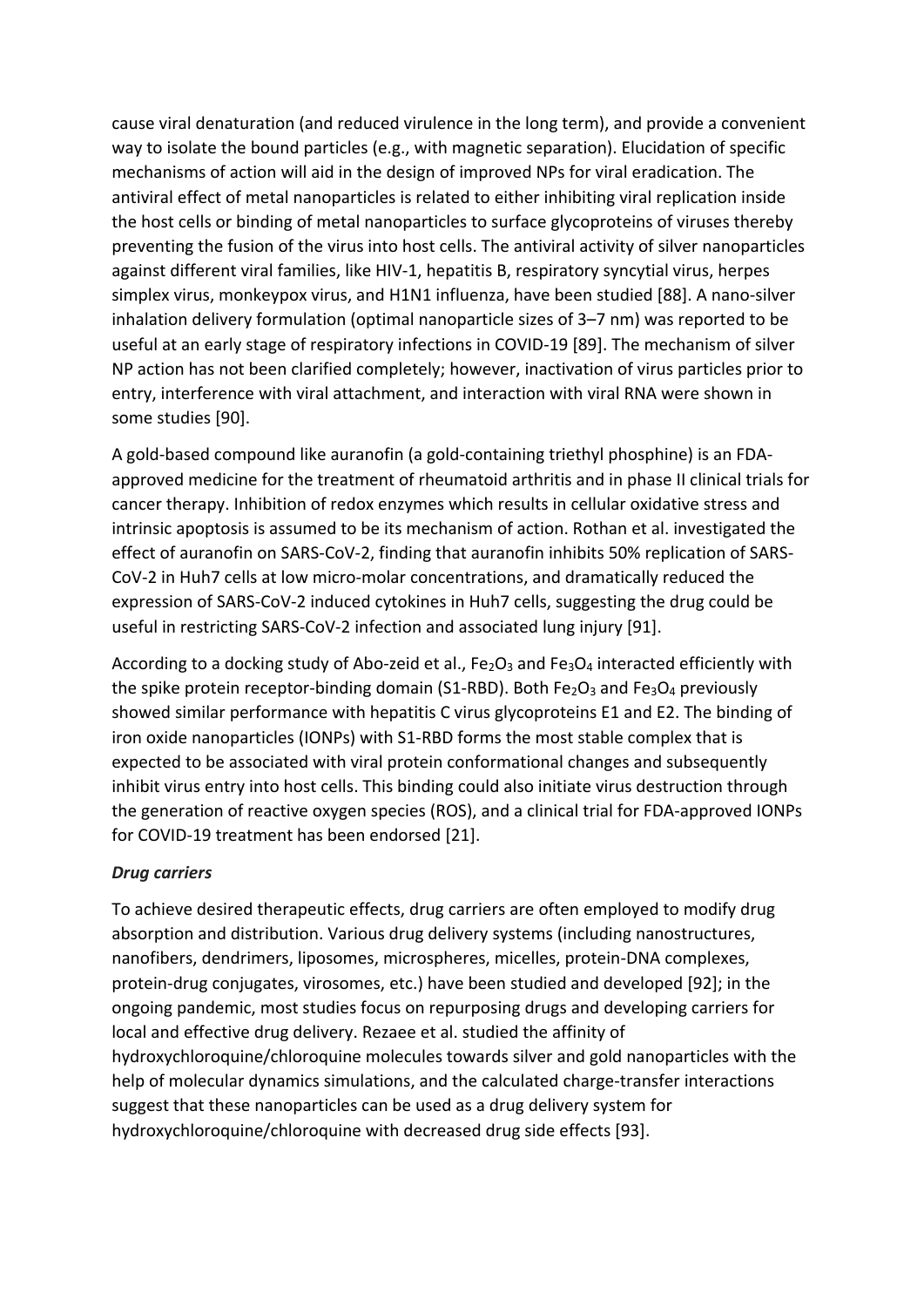cause viral denaturation (and reduced virulence in the long term), and provide a convenient way to isolate the bound particles (e.g., with magnetic separation). Elucidation of specific mechanisms of action will aid in the design of improved NPs for viral eradication. The antiviral effect of metal nanoparticles is related to either inhibiting viral replication inside the host cells or binding of metal nanoparticles to surface glycoproteins of viruses thereby preventing the fusion of the virus into host cells. The antiviral activity of silver nanoparticles against different viral families, like HIV-1, hepatitis B, respiratory syncytial virus, herpes simplex virus, monkeypox virus, and H1N1 influenza, have been studied [88]. A nano-silver inhalation delivery formulation (optimal nanoparticle sizes of 3–7 nm) was reported to be useful at an early stage of respiratory infections in COVID-19 [89]. The mechanism of silver NP action has not been clarified completely; however, inactivation of virus particles prior to entry, interference with viral attachment, and interaction with viral RNA were shown in some studies [90].

A gold-based compound like auranofin (a gold-containing triethyl phosphine) is an FDA-approved medicine for the treatment of rheumatoid arthritis and in phase II clinical trials for cancer therapy. Inhibition of redox enzymes which results in cellular oxidative stress and intrinsic apoptosis is assumed to be its mechanism of action. Rothan et al. investigated the effect of auranofin on SARS-CoV-2, finding that auranofin inhibits 50% replication of SARS-CoV-2 in Huh7 cells at low micro-molar concentrations, and dramatically reduced the expression of SARS-CoV-2 induced cytokines in Huh7 cells, suggesting the drug could be useful in restricting SARS-CoV-2 infection and associated lung injury [91].

According to a docking study of Abo-zeid et al., $Fe_2O_3$ and $Fe_3O_4$ interacted efficiently with the spike protein receptor-binding domain (S1-RBD). Both $Fe_2O_3$ and $Fe_3O_4$ previously showed similar performance with hepatitis C virus glycoproteins E1 and E2. The binding of iron oxide nanoparticles (IONPs) with S1-RBD forms the most stable complex that is expected to be associated with viral protein conformational changes and subsequently inhibit virus entry into host cells. This binding could also initiate virus destruction through the generation of reactive oxygen species (ROS), and a clinical trial for FDA-approved IONPs for COVID-19 treatment has been endorsed [21].

***Drug carriers***

To achieve desired therapeutic effects, drug carriers are often employed to modify drug absorption and distribution. Various drug delivery systems (including nanostructures, nanofibers, dendrimers, liposomes, microspheres, micelles, protein-DNA complexes, protein-drug conjugates, virosomes, etc.) have been studied and developed [92]; in the ongoing pandemic, most studies focus on repurposing drugs and developing carriers for local and effective drug delivery. Rezaee et al. studied the affinity of hydroxychloroquine/chloroquine molecules towards silver and gold nanoparticles with the help of molecular dynamics simulations, and the calculated charge-transfer interactions suggest that these nanoparticles can be used as a drug delivery system for hydroxychloroquine/chloroquine with decreased drug side effects [93].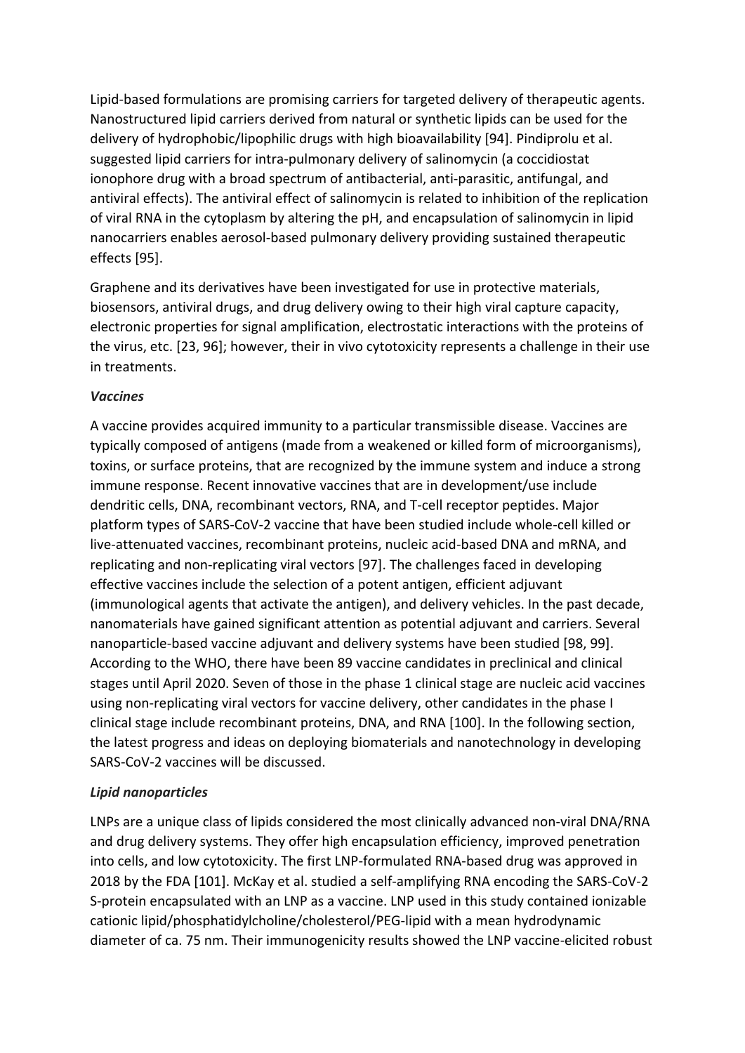Lipid-based formulations are promising carriers for targeted delivery of therapeutic agents. Nanostructured lipid carriers derived from natural or synthetic lipids can be used for the delivery of hydrophobic/lipophilic drugs with high bioavailability [94]. Pindiprolu et al. suggested lipid carriers for intra-pulmonary delivery of salinomycin (a coccidiostat ionophore drug with a broad spectrum of antibacterial, anti-parasitic, antifungal, and antiviral effects). The antiviral effect of salinomycin is related to inhibition of the replication of viral RNA in the cytoplasm by altering the pH, and encapsulation of salinomycin in lipid nanocarriers enables aerosol-based pulmonary delivery providing sustained therapeutic effects [95].

Graphene and its derivatives have been investigated for use in protective materials, biosensors, antiviral drugs, and drug delivery owing to their high viral capture capacity, electronic properties for signal amplification, electrostatic interactions with the proteins of the virus, etc. [23, 96]; however, their in vivo cytotoxicity represents a challenge in their use in treatments.

### *Vaccines*

A vaccine provides acquired immunity to a particular transmissible disease. Vaccines are typically composed of antigens (made from a weakened or killed form of microorganisms), toxins, or surface proteins, that are recognized by the immune system and induce a strong immune response. Recent innovative vaccines that are in development/use include dendritic cells, DNA, recombinant vectors, RNA, and T-cell receptor peptides. Major platform types of SARS-CoV-2 vaccine that have been studied include whole-cell killed or live-attenuated vaccines, recombinant proteins, nucleic acid-based DNA and mRNA, and replicating and non-replicating viral vectors [97]. The challenges faced in developing effective vaccines include the selection of a potent antigen, efficient adjuvant (immunological agents that activate the antigen), and delivery vehicles. In the past decade, nanomaterials have gained significant attention as potential adjuvant and carriers. Several nanoparticle-based vaccine adjuvant and delivery systems have been studied [98, 99]. According to the WHO, there have been 89 vaccine candidates in preclinical and clinical stages until April 2020. Seven of those in the phase 1 clinical stage are nucleic acid vaccines using non-replicating viral vectors for vaccine delivery, other candidates in the phase I clinical stage include recombinant proteins, DNA, and RNA [100]. In the following section, the latest progress and ideas on deploying biomaterials and nanotechnology in developing SARS-CoV-2 vaccines will be discussed.

### *Lipid nanoparticles*

LNPs are a unique class of lipids considered the most clinically advanced non-viral DNA/RNA and drug delivery systems. They offer high encapsulation efficiency, improved penetration into cells, and low cytotoxicity. The first LNP-formulated RNA-based drug was approved in 2018 by the FDA [101]. McKay et al. studied a self-amplifying RNA encoding the SARS-CoV-2 S-protein encapsulated with an LNP as a vaccine. LNP used in this study contained ionizable cationic lipid/phosphatidylcholine/cholesterol/PEG-lipid with a mean hydrodynamic diameter of ca. 75 nm. Their immunogenicity results showed the LNP vaccine-elicited robust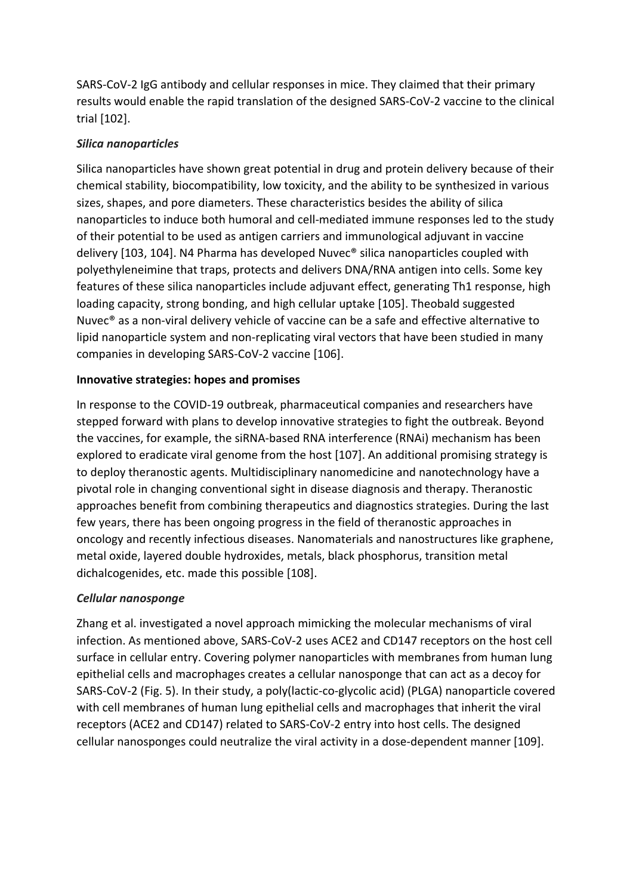SARS-CoV-2 IgG antibody and cellular responses in mice. They claimed that their primary results would enable the rapid translation of the designed SARS-CoV-2 vaccine to the clinical trial [102].

### *Silica nanoparticles*

Silica nanoparticles have shown great potential in drug and protein delivery because of their chemical stability, biocompatibility, low toxicity, and the ability to be synthesized in various sizes, shapes, and pore diameters. These characteristics besides the ability of silica nanoparticles to induce both humoral and cell-mediated immune responses led to the study of their potential to be used as antigen carriers and immunological adjuvant in vaccine delivery [103, 104]. N4 Pharma has developed Nuvec® silica nanoparticles coupled with polyethyleneimine that traps, protects and delivers DNA/RNA antigen into cells. Some key features of these silica nanoparticles include adjuvant effect, generating Th1 response, high loading capacity, strong bonding, and high cellular uptake [105]. Theobald suggested Nuvec® as a non-viral delivery vehicle of vaccine can be a safe and effective alternative to lipid nanoparticle system and non-replicating viral vectors that have been studied in many companies in developing SARS-CoV-2 vaccine [106].

## **Innovative strategies: hopes and promises**

In response to the COVID-19 outbreak, pharmaceutical companies and researchers have stepped forward with plans to develop innovative strategies to fight the outbreak. Beyond the vaccines, for example, the siRNA-based RNA interference (RNAi) mechanism has been explored to eradicate viral genome from the host [107]. An additional promising strategy is to deploy theranostic agents. Multidisciplinary nanomedicine and nanotechnology have a pivotal role in changing conventional sight in disease diagnosis and therapy. Theranostic approaches benefit from combining therapeutics and diagnostics strategies. During the last few years, there has been ongoing progress in the field of theranostic approaches in oncology and recently infectious diseases. Nanomaterials and nanostructures like graphene, metal oxide, layered double hydroxides, metals, black phosphorus, transition metal dichalcogenides, etc. made this possible [108].

### *Cellular nanosponge*

Zhang et al. investigated a novel approach mimicking the molecular mechanisms of viral infection. As mentioned above, SARS-CoV-2 uses ACE2 and CD147 receptors on the host cell surface in cellular entry. Covering polymer nanoparticles with membranes from human lung epithelial cells and macrophages creates a cellular nanosponge that can act as a decoy for SARS-CoV-2 (Fig. 5). In their study, a poly(lactic-co-glycolic acid) (PLGA) nanoparticle covered with cell membranes of human lung epithelial cells and macrophages that inherit the viral receptors (ACE2 and CD147) related to SARS-CoV-2 entry into host cells. The designed cellular nanosponges could neutralize the viral activity in a dose-dependent manner [109].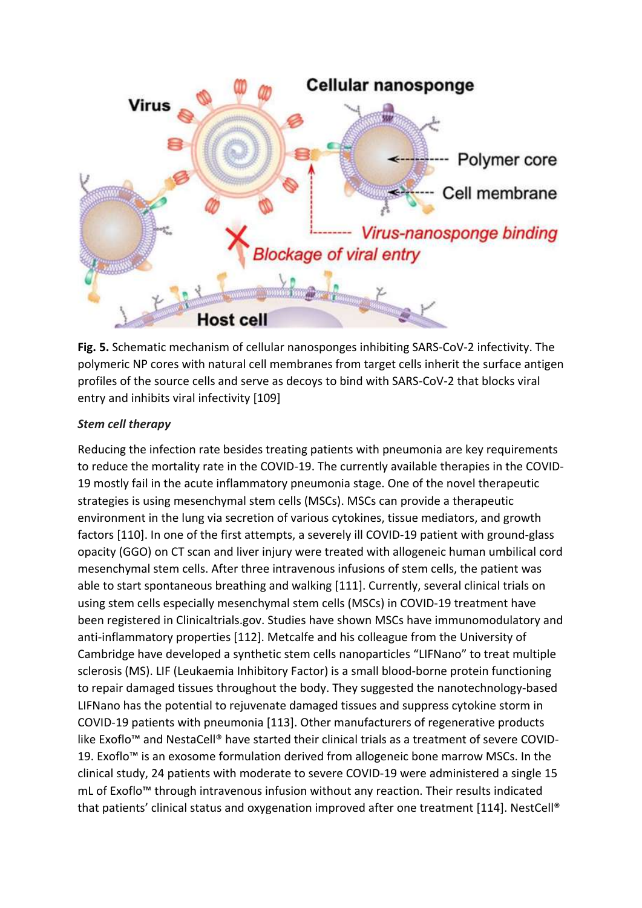**Fig. 5.** Schematic mechanism of cellular nanosponges inhibiting SARS-CoV-2 infectivity. The polymeric NP cores with natural cell membranes from target cells inherit the surface antigen profiles of the source cells and serve as decoys to bind with SARS-CoV-2 that blocks viral entry and inhibits viral infectivity [109]

***Stem cell therapy***

Reducing the infection rate besides treating patients with pneumonia are key requirements to reduce the mortality rate in the COVID-19. The currently available therapies in the COVID-19 mostly fail in the acute inflammatory pneumonia stage. One of the novel therapeutic strategies is using mesenchymal stem cells (MSCs). MSCs can provide a therapeutic environment in the lung via secretion of various cytokines, tissue mediators, and growth factors [110]. In one of the first attempts, a severely ill COVID-19 patient with ground-glass opacity (GGO) on CT scan and liver injury were treated with allogeneic human umbilical cord mesenchymal stem cells. After three intravenous infusions of stem cells, the patient was able to start spontaneous breathing and walking [111]. Currently, several clinical trials on using stem cells especially mesenchymal stem cells (MSCs) in COVID-19 treatment have been registered in Clinicaltrials.gov. Studies have shown MSCs have immunomodulatory and anti-inflammatory properties [112]. Metcalfe and his colleague from the University of Cambridge have developed a synthetic stem cells nanoparticles "LIFNano" to treat multiple sclerosis (MS). LIF (Leukaemia Inhibitory Factor) is a small blood-borne protein functioning to repair damaged tissues throughout the body. They suggested the nanotechnology-based LIFNano has the potential to rejuvenate damaged tissues and suppress cytokine storm in COVID-19 patients with pneumonia [113]. Other manufacturers of regenerative products like Exoflo™ and NestaCell® have started their clinical trials as a treatment of severe COVID-19. Exoflo™ is an exosome formulation derived from allogeneic bone marrow MSCs. In the clinical study, 24 patients with moderate to severe COVID-19 were administered a single 15 mL of Exoflo™ through intravenous infusion without any reaction. Their results indicated that patients' clinical status and oxygenation improved after one treatment [114]. NestCell®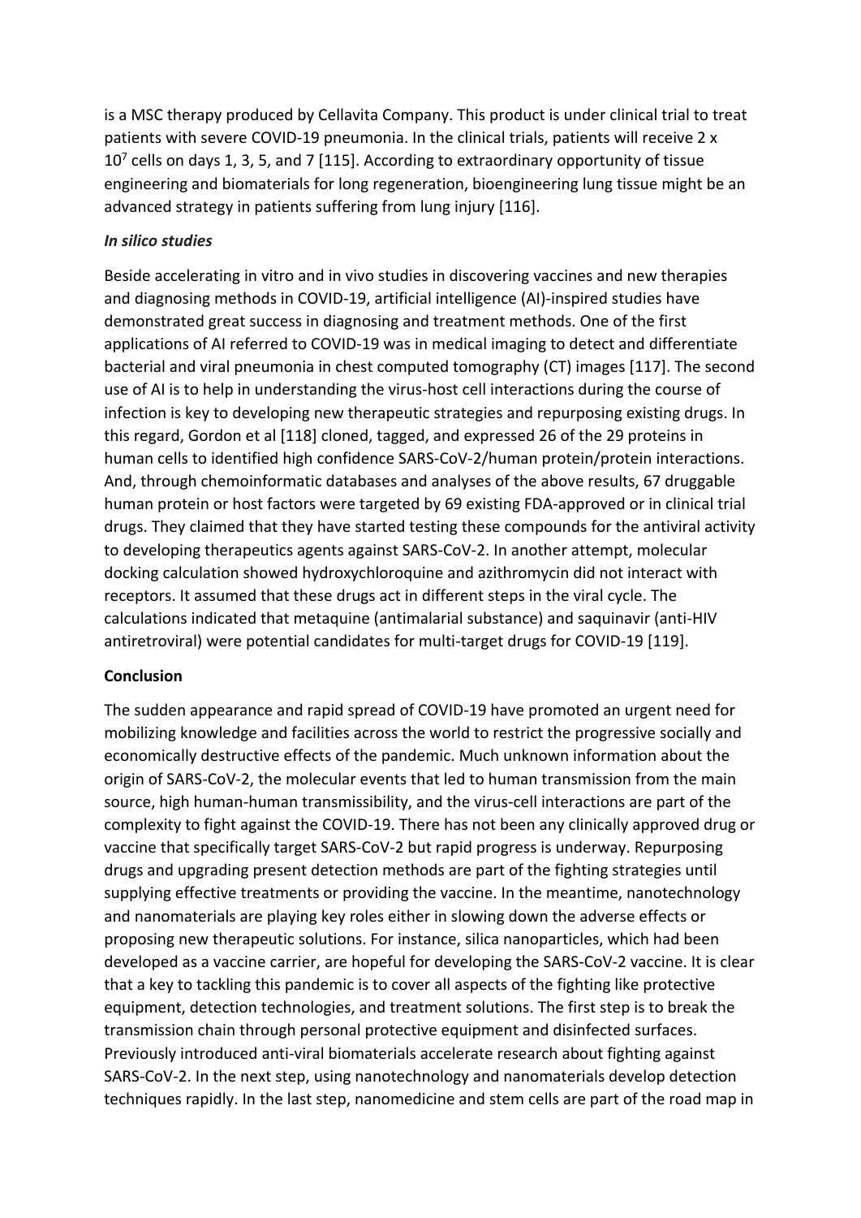is a MSC therapy produced by Cellavita Company. This product is under clinical trial to treat patients with severe COVID-19 pneumonia. In the clinical trials, patients will receive 2 x $10^7$ cells on days 1, 3, 5, and 7 [115]. According to extraordinary opportunity of tissue engineering and biomaterials for long regeneration, bioengineering lung tissue might be an advanced strategy in patients suffering from lung injury [116].

### *In silico studies*

Beside accelerating in vitro and in vivo studies in discovering vaccines and new therapies and diagnosing methods in COVID-19, artificial intelligence (AI)-inspired studies have demonstrated great success in diagnosing and treatment methods. One of the first applications of AI referred to COVID-19 was in medical imaging to detect and differentiate bacterial and viral pneumonia in chest computed tomography (CT) images [117]. The second use of AI is to help in understanding the virus-host cell interactions during the course of infection is key to developing new therapeutic strategies and repurposing existing drugs. In this regard, Gordon et al [118] cloned, tagged, and expressed 26 of the 29 proteins in human cells to identified high confidence SARS-CoV-2/human protein/protein interactions. And, through chemoinformatic databases and analyses of the above results, 67 druggable human protein or host factors were targeted by 69 existing FDA-approved or in clinical trial drugs. They claimed that they have started testing these compounds for the antiviral activity to developing therapeutics agents against SARS-CoV-2. In another attempt, molecular docking calculation showed hydroxychloroquine and azithromycin did not interact with receptors. It assumed that these drugs act in different steps in the viral cycle. The calculations indicated that metaquine (antimalarial substance) and saquinavir (anti-HIV antiretroviral) were potential candidates for multi-target drugs for COVID-19 [119].

## Conclusion

The sudden appearance and rapid spread of COVID-19 have promoted an urgent need for mobilizing knowledge and facilities across the world to restrict the progressive socially and economically destructive effects of the pandemic. Much unknown information about the origin of SARS-CoV-2, the molecular events that led to human transmission from the main source, high human-human transmissibility, and the virus-cell interactions are part of the complexity to fight against the COVID-19. There has not been any clinically approved drug or vaccine that specifically target SARS-CoV-2 but rapid progress is underway. Repurposing drugs and upgrading present detection methods are part of the fighting strategies until supplying effective treatments or providing the vaccine. In the meantime, nanotechnology and nanomaterials are playing key roles either in slowing down the adverse effects or proposing new therapeutic solutions. For instance, silica nanoparticles, which had been developed as a vaccine carrier, are hopeful for developing the SARS-CoV-2 vaccine. It is clear that a key to tackling this pandemic is to cover all aspects of the fighting like protective equipment, detection technologies, and treatment solutions. The first step is to break the transmission chain through personal protective equipment and disinfected surfaces. Previously introduced anti-viral biomaterials accelerate research about fighting against SARS-CoV-2. In the next step, using nanotechnology and nanomaterials develop detection techniques rapidly. In the last step, nanomedicine and stem cells are part of the road map in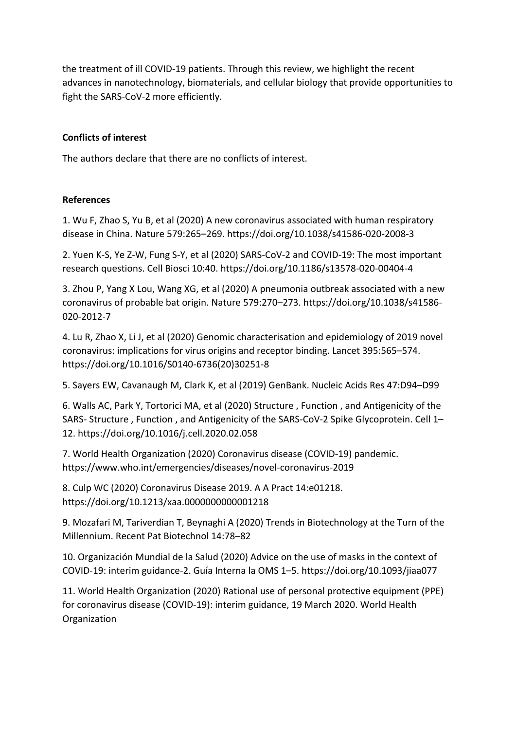the treatment of ill COVID-19 patients. Through this review, we highlight the recent advances in nanotechnology, biomaterials, and cellular biology that provide opportunities to fight the SARS-CoV-2 more efficiently.

**Conflicts of interest**

The authors declare that there are no conflicts of interest.

**References**

1. Wu F, Zhao S, Yu B, et al (2020) A new coronavirus associated with human respiratory disease in China. Nature 579:265–269. https://doi.org/10.1038/s41586-020-2008-3

2. Yuen K-S, Ye Z-W, Fung S-Y, et al (2020) SARS-CoV-2 and COVID-19: The most important research questions. Cell Biosci 10:40. https://doi.org/10.1186/s13578-020-00404-4

3. Zhou P, Yang X Lou, Wang XG, et al (2020) A pneumonia outbreak associated with a new coronavirus of probable bat origin. Nature 579:270–273. https://doi.org/10.1038/s41586-020-2012-7

4. Lu R, Zhao X, Li J, et al (2020) Genomic characterisation and epidemiology of 2019 novel coronavirus: implications for virus origins and receptor binding. Lancet 395:565–574. https://doi.org/10.1016/S0140-6736(20)30251-8

5. Sayers EW, Cavanaugh M, Clark K, et al (2019) GenBank. Nucleic Acids Res 47:D94–D99

6. Walls AC, Park Y, Tortorici MA, et al (2020) Structure , Function , and Antigenicity of the SARS- Structure , Function , and Antigenicity of the SARS-CoV-2 Spike Glycoprotein. Cell 1–12. https://doi.org/10.1016/j.cell.2020.02.058

7. World Health Organization (2020) Coronavirus disease (COVID-19) pandemic. https://www.who.int/emergencies/diseases/novel-coronavirus-2019

8. Culp WC (2020) Coronavirus Disease 2019. A A Pract 14:e01218. https://doi.org/10.1213/xaa.0000000000001218

9. Mozafari M, Tariverdian T, Beynaghi A (2020) Trends in Biotechnology at the Turn of the Millennium. Recent Pat Biotechnol 14:78–82

10. Organización Mundial de la Salud (2020) Advice on the use of masks in the context of COVID-19: interim guidance-2. Guía Interna la OMS 1–5. https://doi.org/10.1093/jiaa077

11. World Health Organization (2020) Rational use of personal protective equipment (PPE) for coronavirus disease (COVID-19): interim guidance, 19 March 2020. World Health Organization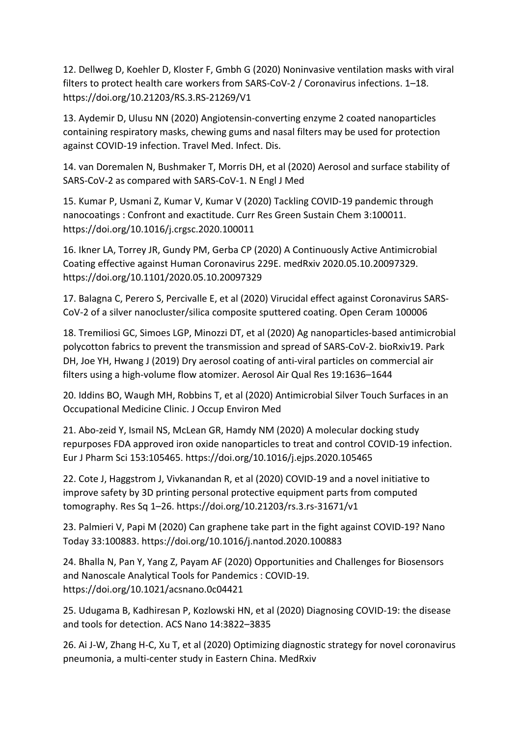12. Dellweg D, Koehler D, Kloster F, Gmbh G (2020) Noninvasive ventilation masks with viral filters to protect health care workers from SARS-CoV-2 / Coronavirus infections. 1–18. https://doi.org/10.21203/RS.3.RS-21269/V1

13. Aydemir D, Ulusu NN (2020) Angiotensin-converting enzyme 2 coated nanoparticles containing respiratory masks, chewing gums and nasal filters may be used for protection against COVID-19 infection. Travel Med. Infect. Dis.

14. van Doremalen N, Bushmaker T, Morris DH, et al (2020) Aerosol and surface stability of SARS-CoV-2 as compared with SARS-CoV-1. N Engl J Med

15. Kumar P, Usmani Z, Kumar V, Kumar V (2020) Tackling COVID-19 pandemic through nanocoatings : Confront and exactitude. Curr Res Green Sustain Chem 3:100011. https://doi.org/10.1016/j.crgsc.2020.100011

16. Ikner LA, Torrey JR, Gundy PM, Gerba CP (2020) A Continuously Active Antimicrobial Coating effective against Human Coronavirus 229E. medRxiv 2020.05.10.20097329. https://doi.org/10.1101/2020.05.10.20097329

17. Balagna C, Perero S, Percivalle E, et al (2020) Virucidal effect against Coronavirus SARS-CoV-2 of a silver nanocluster/silica composite sputtered coating. Open Ceram 100006

18. Tremiliosi GC, Simoes LGP, Minozzi DT, et al (2020) Ag nanoparticles-based antimicrobial polycotton fabrics to prevent the transmission and spread of SARS-CoV-2. bioRxiv19. Park DH, Joe YH, Hwang J (2019) Dry aerosol coating of anti-viral particles on commercial air filters using a high-volume flow atomizer. Aerosol Air Qual Res 19:1636–1644

20. Iddins BO, Waugh MH, Robbins T, et al (2020) Antimicrobial Silver Touch Surfaces in an Occupational Medicine Clinic. J Occup Environ Med

21. Abo-zeid Y, Ismail NS, McLean GR, Hamdy NM (2020) A molecular docking study repurposes FDA approved iron oxide nanoparticles to treat and control COVID-19 infection. Eur J Pharm Sci 153:105465. https://doi.org/10.1016/j.ejps.2020.105465

22. Cote J, Haggstrom J, Vivkanandan R, et al (2020) COVID-19 and a novel initiative to improve safety by 3D printing personal protective equipment parts from computed tomography. Res Sq 1–26. https://doi.org/10.21203/rs.3.rs-31671/v1

23. Palmieri V, Papi M (2020) Can graphene take part in the fight against COVID-19? Nano Today 33:100883. https://doi.org/10.1016/j.nantod.2020.100883

24. Bhalla N, Pan Y, Yang Z, Payam AF (2020) Opportunities and Challenges for Biosensors and Nanoscale Analytical Tools for Pandemics : COVID-19. https://doi.org/10.1021/acsnano.0c04421

25. Udugama B, Kadhiresan P, Kozlowski HN, et al (2020) Diagnosing COVID-19: the disease and tools for detection. ACS Nano 14:3822–3835

26. Ai J-W, Zhang H-C, Xu T, et al (2020) Optimizing diagnostic strategy for novel coronavirus pneumonia, a multi-center study in Eastern China. MedRxiv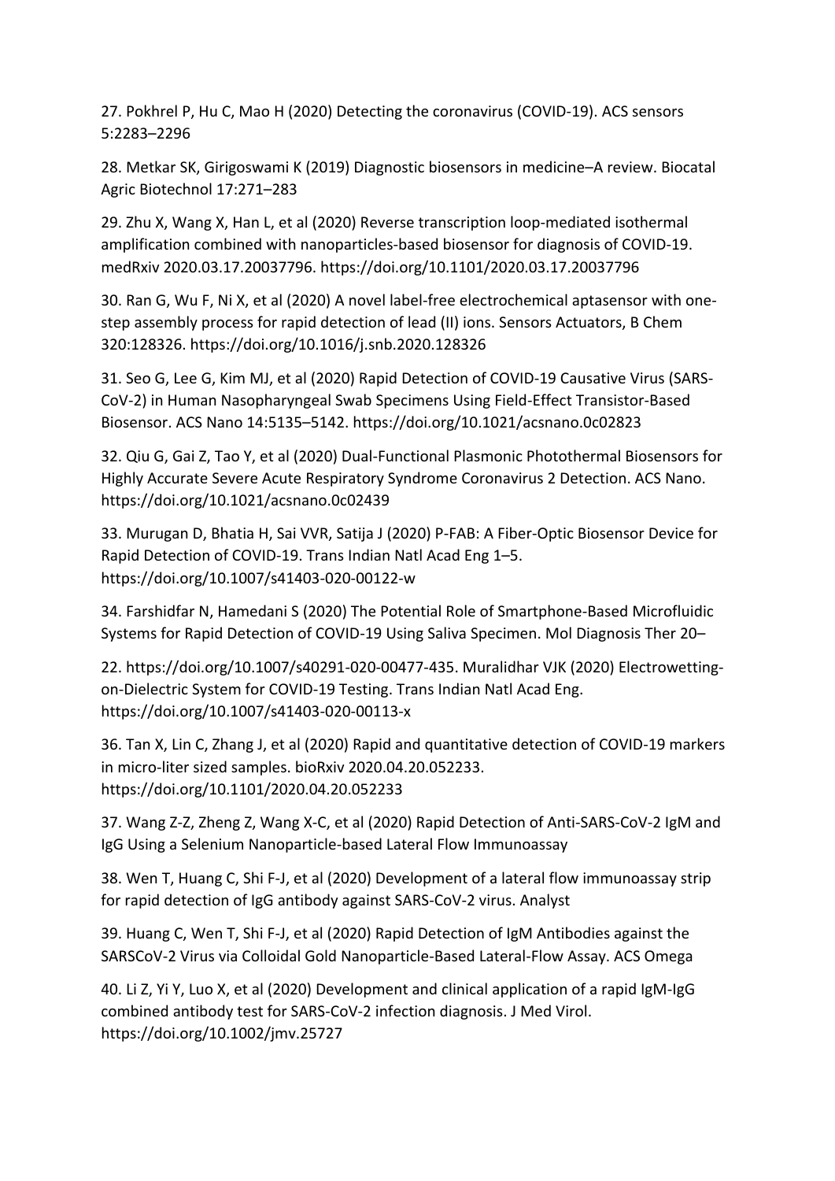27. Pokhrel P, Hu C, Mao H (2020) Detecting the coronavirus (COVID-19). ACS sensors 5:2283–2296

28. Metkar SK, Girigoswami K (2019) Diagnostic biosensors in medicine–A review. Biocatal Agric Biotechnol 17:271–283

29. Zhu X, Wang X, Han L, et al (2020) Reverse transcription loop-mediated isothermal amplification combined with nanoparticles-based biosensor for diagnosis of COVID-19. medRxiv 2020.03.17.20037796. https://doi.org/10.1101/2020.03.17.20037796

30. Ran G, Wu F, Ni X, et al (2020) A novel label-free electrochemical aptasensor with one-step assembly process for rapid detection of lead (II) ions. Sensors Actuators, B Chem 320:128326. https://doi.org/10.1016/j.snb.2020.128326

31. Seo G, Lee G, Kim MJ, et al (2020) Rapid Detection of COVID-19 Causative Virus (SARS-CoV-2) in Human Nasopharyngeal Swab Specimens Using Field-Effect Transistor-Based Biosensor. ACS Nano 14:5135–5142. https://doi.org/10.1021/acsnano.0c02823

32. Qiu G, Gai Z, Tao Y, et al (2020) Dual-Functional Plasmonic Photothermal Biosensors for Highly Accurate Severe Acute Respiratory Syndrome Coronavirus 2 Detection. ACS Nano. https://doi.org/10.1021/acsnano.0c02439

33. Murugan D, Bhatia H, Sai VVR, Satija J (2020) P-FAB: A Fiber-Optic Biosensor Device for Rapid Detection of COVID-19. Trans Indian Natl Acad Eng 1–5. https://doi.org/10.1007/s41403-020-00122-w

34. Farshidfar N, Hamedani S (2020) The Potential Role of Smartphone-Based Microfluidic Systems for Rapid Detection of COVID-19 Using Saliva Specimen. Mol Diagnosis Ther 20–

22. https://doi.org/10.1007/s40291-020-00477-435. Muralidhar VJK (2020) Electrowetting-on-Dielectric System for COVID-19 Testing. Trans Indian Natl Acad Eng. https://doi.org/10.1007/s41403-020-00113-x

36. Tan X, Lin C, Zhang J, et al (2020) Rapid and quantitative detection of COVID-19 markers in micro-liter sized samples. bioRxiv 2020.04.20.052233. https://doi.org/10.1101/2020.04.20.052233

37. Wang Z-Z, Zheng Z, Wang X-C, et al (2020) Rapid Detection of Anti-SARS-CoV-2 IgM and IgG Using a Selenium Nanoparticle-based Lateral Flow Immunoassay

38. Wen T, Huang C, Shi F-J, et al (2020) Development of a lateral flow immunoassay strip for rapid detection of IgG antibody against SARS-CoV-2 virus. Analyst

39. Huang C, Wen T, Shi F-J, et al (2020) Rapid Detection of IgM Antibodies against the SARSCoV-2 Virus via Colloidal Gold Nanoparticle-Based Lateral-Flow Assay. ACS Omega

40. Li Z, Yi Y, Luo X, et al (2020) Development and clinical application of a rapid IgM-IgG combined antibody test for SARS-CoV-2 infection diagnosis. J Med Virol. https://doi.org/10.1002/jmv.25727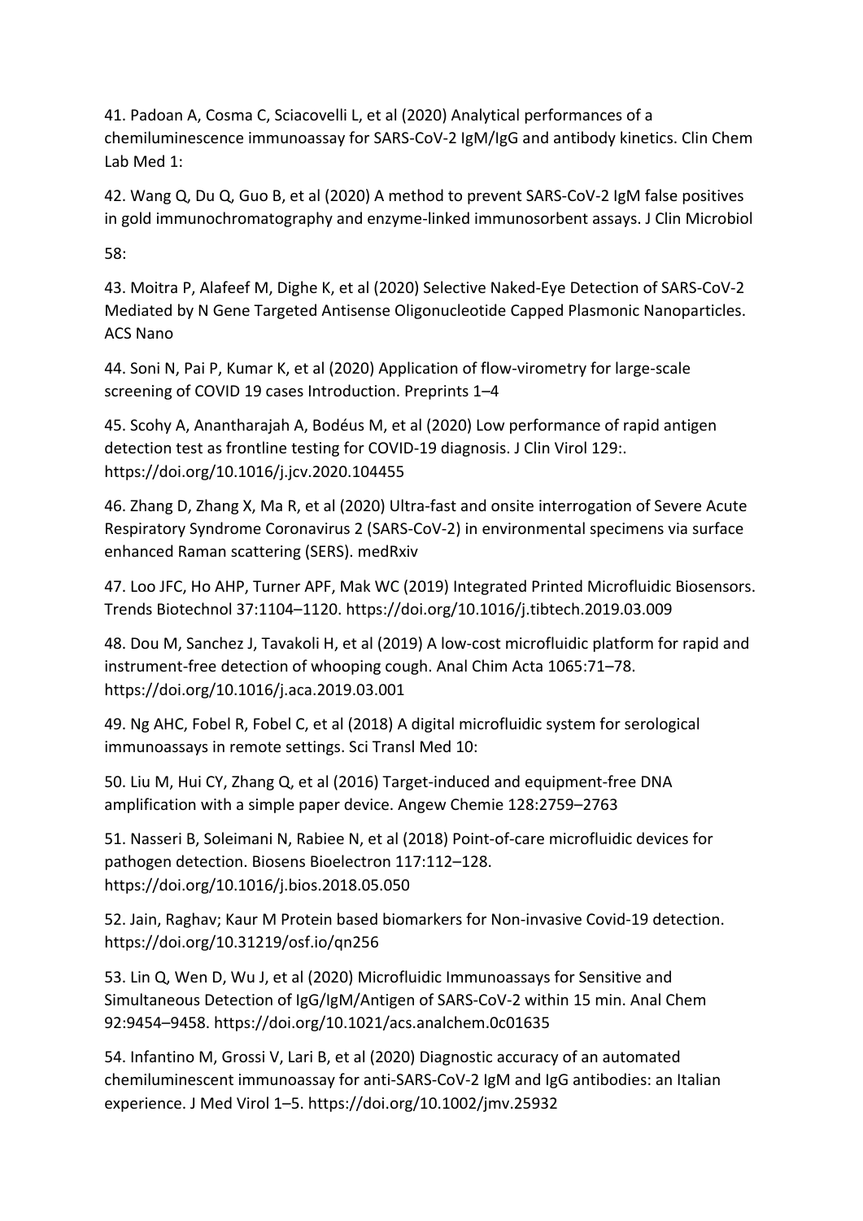41. Padoan A, Cosma C, Sciacovelli L, et al (2020) Analytical performances of a chemiluminescence immunoassay for SARS-CoV-2 IgM/IgG and antibody kinetics. Clin Chem Lab Med 1:

42. Wang Q, Du Q, Guo B, et al (2020) A method to prevent SARS-CoV-2 IgM false positives in gold immunochromatography and enzyme-linked immunosorbent assays. J Clin Microbiol 58:

43. Moitra P, Alafeef M, Dighe K, et al (2020) Selective Naked-Eye Detection of SARS-CoV-2 Mediated by N Gene Targeted Antisense Oligonucleotide Capped Plasmonic Nanoparticles. ACS Nano

44. Soni N, Pai P, Kumar K, et al (2020) Application of flow-virometry for large-scale screening of COVID 19 cases Introduction. Preprints 1–4

45. Scohy A, Anantharajah A, Bodéus M, et al (2020) Low performance of rapid antigen detection test as frontline testing for COVID-19 diagnosis. J Clin Virol 129:. https://doi.org/10.1016/j.jcv.2020.104455

46. Zhang D, Zhang X, Ma R, et al (2020) Ultra-fast and onsite interrogation of Severe Acute Respiratory Syndrome Coronavirus 2 (SARS-CoV-2) in environmental specimens via surface enhanced Raman scattering (SERS). medRxiv

47. Loo JFC, Ho AHP, Turner APF, Mak WC (2019) Integrated Printed Microfluidic Biosensors. Trends Biotechnol 37:1104–1120. https://doi.org/10.1016/j.tibtech.2019.03.009

48. Dou M, Sanchez J, Tavakoli H, et al (2019) A low-cost microfluidic platform for rapid and instrument-free detection of whooping cough. Anal Chim Acta 1065:71–78. https://doi.org/10.1016/j.aca.2019.03.001

49. Ng AHC, Fobel R, Fobel C, et al (2018) A digital microfluidic system for serological immunoassays in remote settings. Sci Transl Med 10:

50. Liu M, Hui CY, Zhang Q, et al (2016) Target-induced and equipment-free DNA amplification with a simple paper device. Angew Chemie 128:2759–2763

51. Nasseri B, Soleimani N, Rabiee N, et al (2018) Point-of-care microfluidic devices for pathogen detection. Biosens Bioelectron 117:112–128. https://doi.org/10.1016/j.bios.2018.05.050

52. Jain, Raghav; Kaur M Protein based biomarkers for Non-invasive Covid-19 detection. https://doi.org/10.31219/osf.io/qn256

53. Lin Q, Wen D, Wu J, et al (2020) Microfluidic Immunoassays for Sensitive and Simultaneous Detection of IgG/IgM/Antigen of SARS-CoV-2 within 15 min. Anal Chem 92:9454–9458. https://doi.org/10.1021/acs.analchem.0c01635

54. Infantino M, Grossi V, Lari B, et al (2020) Diagnostic accuracy of an automated chemiluminescent immunoassay for anti-SARS-CoV-2 IgM and IgG antibodies: an Italian experience. J Med Virol 1–5. https://doi.org/10.1002/jmv.25932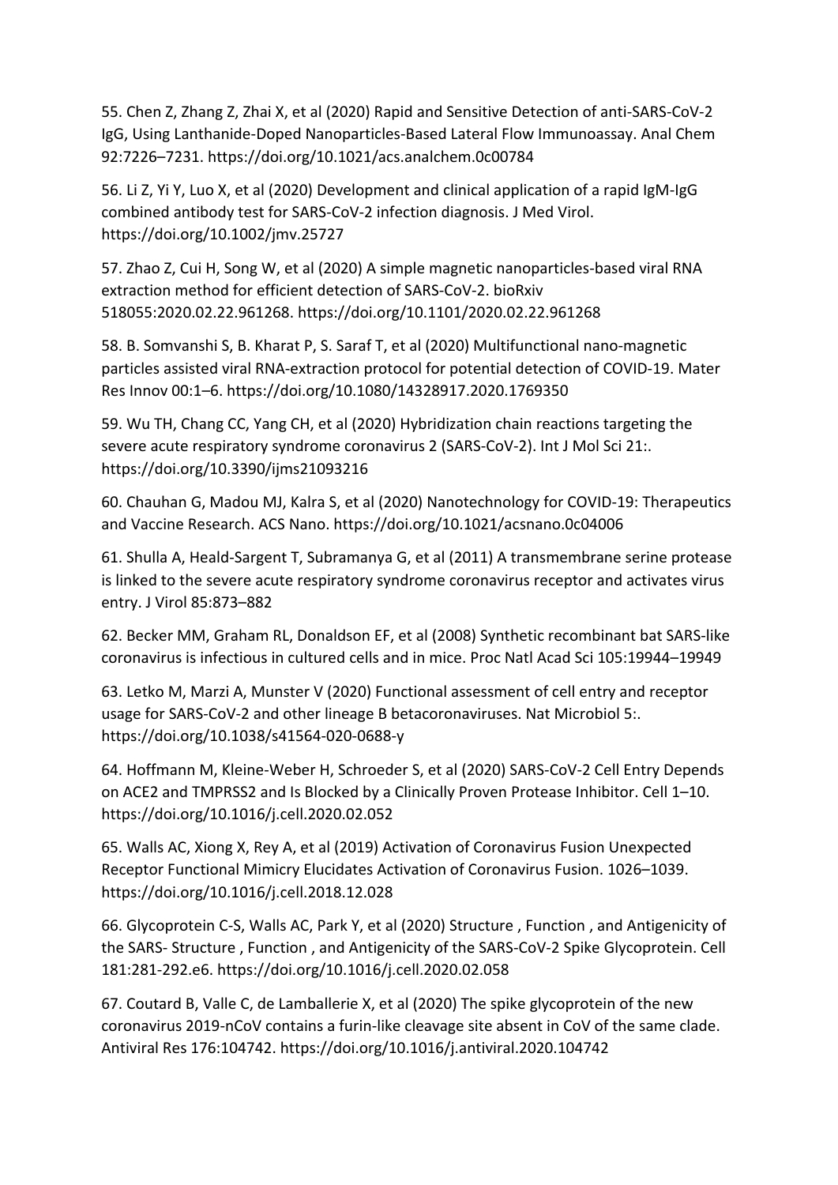55. Chen Z, Zhang Z, Zhai X, et al (2020) Rapid and Sensitive Detection of anti-SARS-CoV-2 IgG, Using Lanthanide-Doped Nanoparticles-Based Lateral Flow Immunoassay. Anal Chem 92:7226–7231. https://doi.org/10.1021/acs.analchem.0c00784

56. Li Z, Yi Y, Luo X, et al (2020) Development and clinical application of a rapid IgM-IgG combined antibody test for SARS-CoV-2 infection diagnosis. J Med Virol. https://doi.org/10.1002/jmv.25727

57. Zhao Z, Cui H, Song W, et al (2020) A simple magnetic nanoparticles-based viral RNA extraction method for efficient detection of SARS-CoV-2. bioRxiv 518055:2020.02.22.961268. https://doi.org/10.1101/2020.02.22.961268

58. B. Somvanshi S, B. Kharat P, S. Saraf T, et al (2020) Multifunctional nano-magnetic particles assisted viral RNA-extraction protocol for potential detection of COVID-19. Mater Res Innov 00:1–6. https://doi.org/10.1080/14328917.2020.1769350

59. Wu TH, Chang CC, Yang CH, et al (2020) Hybridization chain reactions targeting the severe acute respiratory syndrome coronavirus 2 (SARS-CoV-2). Int J Mol Sci 21:. https://doi.org/10.3390/ijms21093216

60. Chauhan G, Madou MJ, Kalra S, et al (2020) Nanotechnology for COVID-19: Therapeutics and Vaccine Research. ACS Nano. https://doi.org/10.1021/acsnano.0c04006

61. Shulla A, Heald-Sargent T, Subramanya G, et al (2011) A transmembrane serine protease is linked to the severe acute respiratory syndrome coronavirus receptor and activates virus entry. J Virol 85:873–882

62. Becker MM, Graham RL, Donaldson EF, et al (2008) Synthetic recombinant bat SARS-like coronavirus is infectious in cultured cells and in mice. Proc Natl Acad Sci 105:19944–19949

63. Letko M, Marzi A, Munster V (2020) Functional assessment of cell entry and receptor usage for SARS-CoV-2 and other lineage B betacoronaviruses. Nat Microbiol 5:. https://doi.org/10.1038/s41564-020-0688-y

64. Hoffmann M, Kleine-Weber H, Schroeder S, et al (2020) SARS-CoV-2 Cell Entry Depends on ACE2 and TMPRSS2 and Is Blocked by a Clinically Proven Protease Inhibitor. Cell 1–10. https://doi.org/10.1016/j.cell.2020.02.052

65. Walls AC, Xiong X, Rey A, et al (2019) Activation of Coronavirus Fusion Unexpected Receptor Functional Mimicry Elucidates Activation of Coronavirus Fusion. 1026–1039. https://doi.org/10.1016/j.cell.2018.12.028

66. Glycoprotein C-S, Walls AC, Park Y, et al (2020) Structure , Function , and Antigenicity of the SARS- Structure , Function , and Antigenicity of the SARS-CoV-2 Spike Glycoprotein. Cell 181:281-292.e6. https://doi.org/10.1016/j.cell.2020.02.058

67. Coutard B, Valle C, de Lamballerie X, et al (2020) The spike glycoprotein of the new coronavirus 2019-nCoV contains a furin-like cleavage site absent in CoV of the same clade. Antiviral Res 176:104742. https://doi.org/10.1016/j.antiviral.2020.104742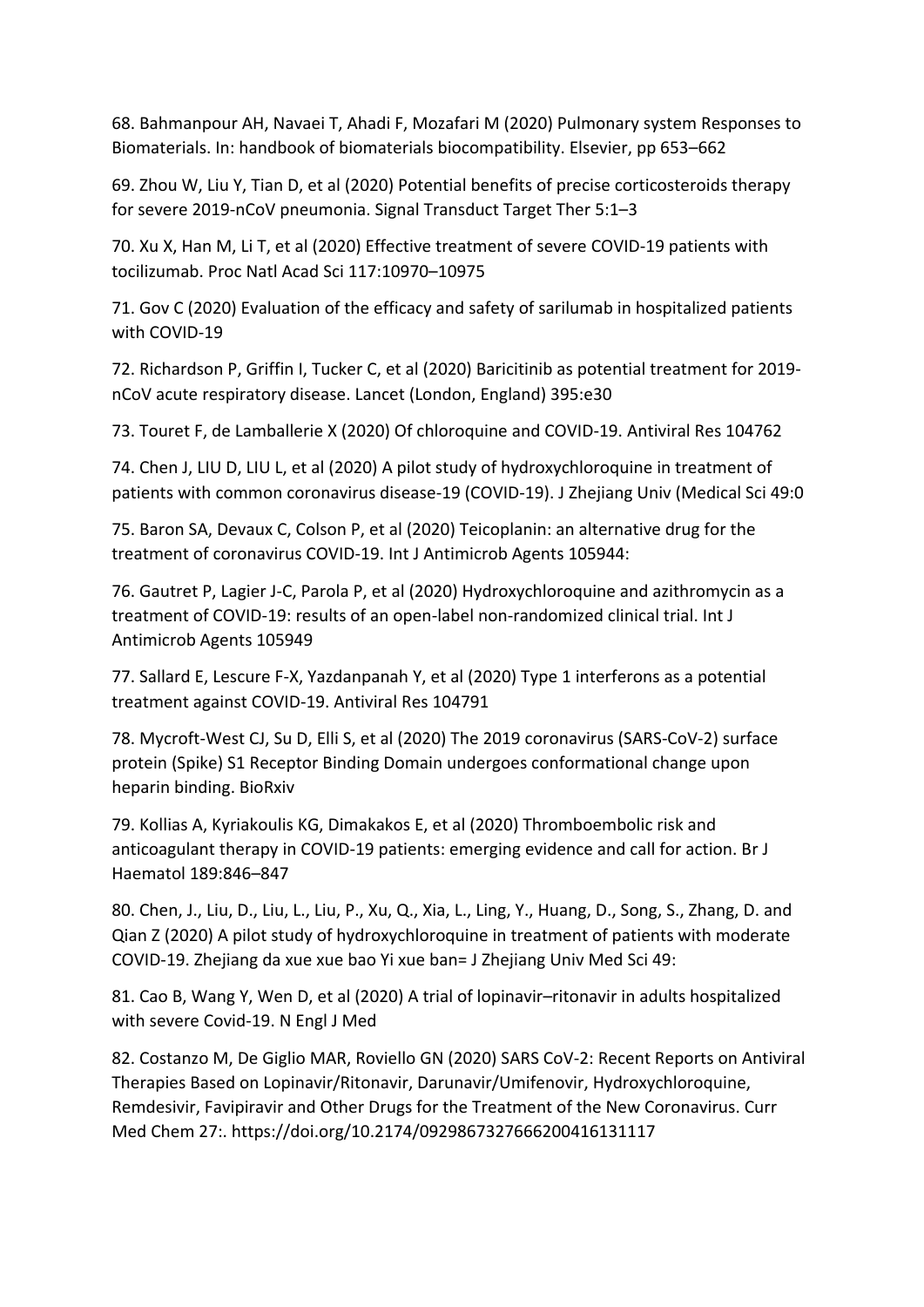68. Bahmanpour AH, Navaei T, Ahadi F, Mozafari M (2020) Pulmonary system Responses to Biomaterials. In: handbook of biomaterials biocompatibility. Elsevier, pp 653–662

69. Zhou W, Liu Y, Tian D, et al (2020) Potential benefits of precise corticosteroids therapy for severe 2019-nCoV pneumonia. Signal Transduct Target Ther 5:1–3

70. Xu X, Han M, Li T, et al (2020) Effective treatment of severe COVID-19 patients with tocilizumab. Proc Natl Acad Sci 117:10970–10975

71. Gov C (2020) Evaluation of the efficacy and safety of sarilumab in hospitalized patients with COVID-19

72. Richardson P, Griffin I, Tucker C, et al (2020) Baricitinib as potential treatment for 2019-nCoV acute respiratory disease. Lancet (London, England) 395:e30

73. Touret F, de Lamballerie X (2020) Of chloroquine and COVID-19. Antiviral Res 104762

74. Chen J, LIU D, LIU L, et al (2020) A pilot study of hydroxychloroquine in treatment of patients with common coronavirus disease-19 (COVID-19). J Zhejiang Univ (Medical Sci 49:0

75. Baron SA, Devaux C, Colson P, et al (2020) Teicoplanin: an alternative drug for the treatment of coronavirus COVID-19. Int J Antimicrob Agents 105944:

76. Gautret P, Lagier J-C, Parola P, et al (2020) Hydroxychloroquine and azithromycin as a treatment of COVID-19: results of an open-label non-randomized clinical trial. Int J Antimicrob Agents 105949

77. Sallard E, Lescure F-X, Yazdanpanah Y, et al (2020) Type 1 interferons as a potential treatment against COVID-19. Antiviral Res 104791

78. Mycroft-West CJ, Su D, Elli S, et al (2020) The 2019 coronavirus (SARS-CoV-2) surface protein (Spike) S1 Receptor Binding Domain undergoes conformational change upon heparin binding. BioRxiv

79. Kollias A, Kyriakoulis KG, Dimakakos E, et al (2020) Thromboembolic risk and anticoagulant therapy in COVID-19 patients: emerging evidence and call for action. Br J Haematol 189:846–847

80. Chen, J., Liu, D., Liu, L., Liu, P., Xu, Q., Xia, L., Ling, Y., Huang, D., Song, S., Zhang, D. and Qian Z (2020) A pilot study of hydroxychloroquine in treatment of patients with moderate COVID-19. Zhejiang da xue xue bao Yi xue ban= J Zhejiang Univ Med Sci 49:

81. Cao B, Wang Y, Wen D, et al (2020) A trial of lopinavir–ritonavir in adults hospitalized with severe Covid-19. N Engl J Med

82. Costanzo M, De Giglio MAR, Roviello GN (2020) SARS CoV-2: Recent Reports on Antiviral Therapies Based on Lopinavir/Ritonavir, Darunavir/Umifenovir, Hydroxychloroquine, Remdesivir, Favipiravir and Other Drugs for the Treatment of the New Coronavirus. Curr Med Chem 27:. https://doi.org/10.2174/0929867327666200416131117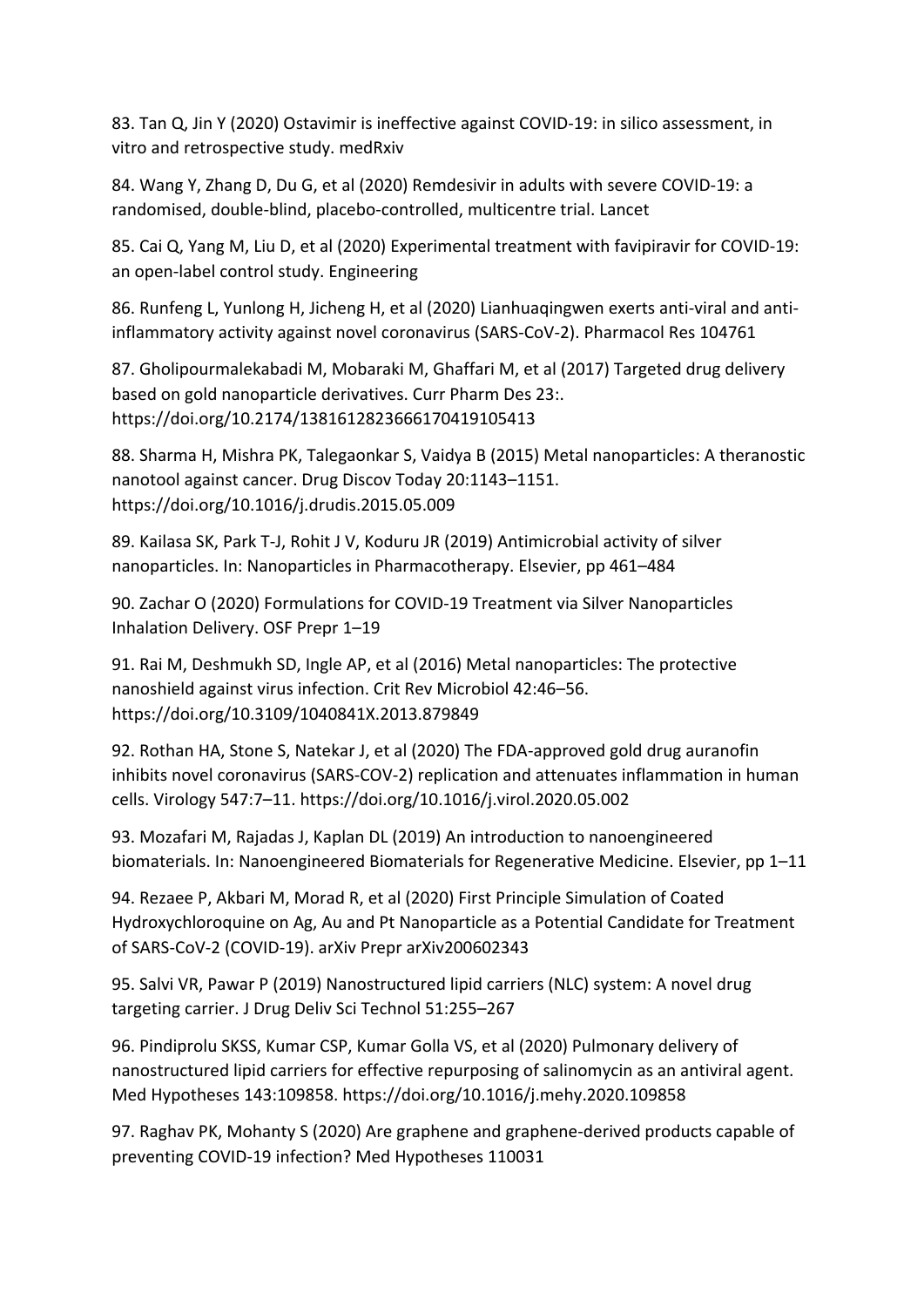83. Tan Q, Jin Y (2020) Ostavimir is ineffective against COVID-19: in silico assessment, in vitro and retrospective study. medRxiv

84. Wang Y, Zhang D, Du G, et al (2020) Remdesivir in adults with severe COVID-19: a randomised, double-blind, placebo-controlled, multicentre trial. Lancet

85. Cai Q, Yang M, Liu D, et al (2020) Experimental treatment with favipiravir for COVID-19: an open-label control study. Engineering

86. Runfeng L, Yunlong H, Jicheng H, et al (2020) Lianhuaqingwen exerts anti-viral and anti-inflammatory activity against novel coronavirus (SARS-CoV-2). Pharmacol Res 104761

87. Gholipourmalekabadi M, Mobaraki M, Ghaffari M, et al (2017) Targeted drug delivery based on gold nanoparticle derivatives. Curr Pharm Des 23:. https://doi.org/10.2174/1381612823666170419105413

88. Sharma H, Mishra PK, Talegaonkar S, Vaidya B (2015) Metal nanoparticles: A theranostic nanotool against cancer. Drug Discov Today 20:1143–1151. https://doi.org/10.1016/j.drudis.2015.05.009

89. Kailasa SK, Park T-J, Rohit J V, Koduru JR (2019) Antimicrobial activity of silver nanoparticles. In: Nanoparticles in Pharmacotherapy. Elsevier, pp 461–484

90. Zachar O (2020) Formulations for COVID-19 Treatment via Silver Nanoparticles Inhalation Delivery. OSF Prepr 1–19

91. Rai M, Deshmukh SD, Ingle AP, et al (2016) Metal nanoparticles: The protective nanoshield against virus infection. Crit Rev Microbiol 42:46–56. https://doi.org/10.3109/1040841X.2013.879849

92. Rothan HA, Stone S, Natekar J, et al (2020) The FDA-approved gold drug auranofin inhibits novel coronavirus (SARS-COV-2) replication and attenuates inflammation in human cells. Virology 547:7–11. https://doi.org/10.1016/j.virol.2020.05.002

93. Mozafari M, Rajadas J, Kaplan DL (2019) An introduction to nanoengineered biomaterials. In: Nanoengineered Biomaterials for Regenerative Medicine. Elsevier, pp 1–11

94. Rezaee P, Akbari M, Morad R, et al (2020) First Principle Simulation of Coated Hydroxychloroquine on Ag, Au and Pt Nanoparticle as a Potential Candidate for Treatment of SARS-CoV-2 (COVID-19). arXiv Prepr arXiv200602343

95. Salvi VR, Pawar P (2019) Nanostructured lipid carriers (NLC) system: A novel drug targeting carrier. J Drug Deliv Sci Technol 51:255–267

96. Pindiprolu SKSS, Kumar CSP, Kumar Golla VS, et al (2020) Pulmonary delivery of nanostructured lipid carriers for effective repurposing of salinomycin as an antiviral agent. Med Hypotheses 143:109858. https://doi.org/10.1016/j.mehy.2020.109858

97. Raghav PK, Mohanty S (2020) Are graphene and graphene-derived products capable of preventing COVID-19 infection? Med Hypotheses 110031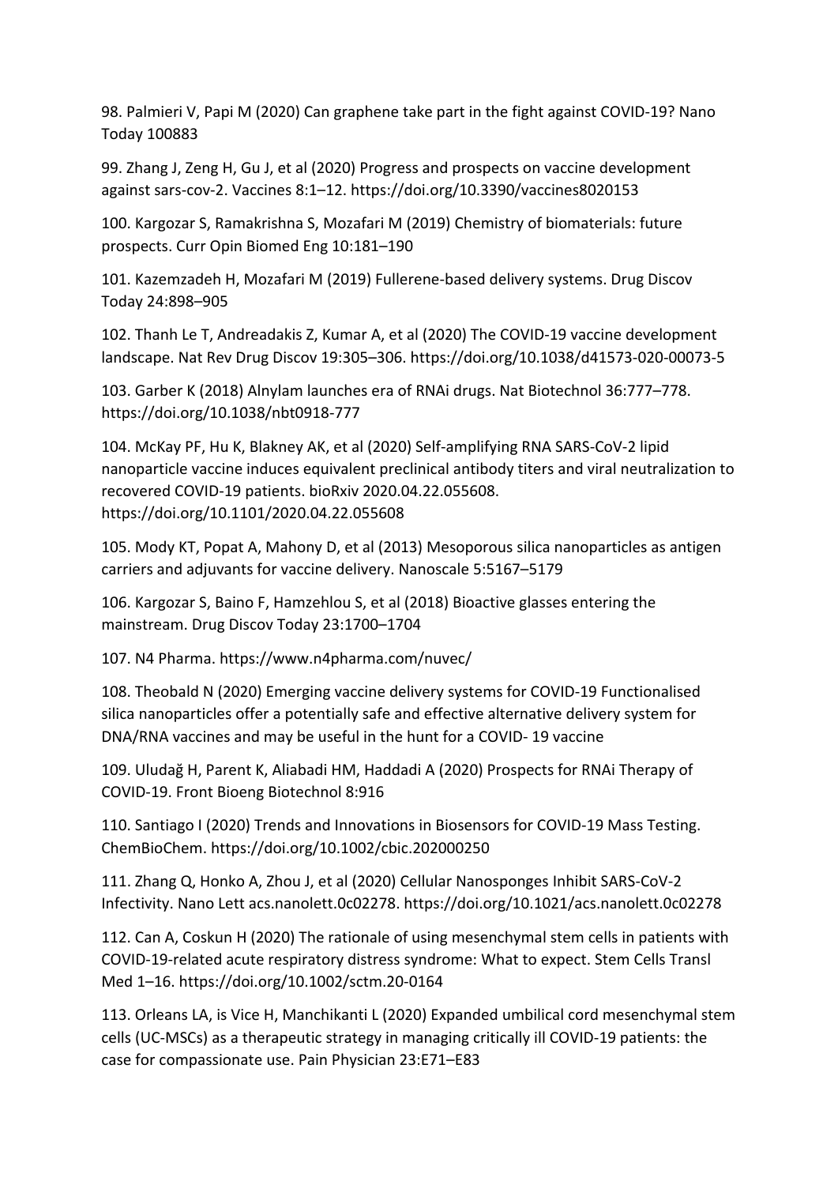98. Palmieri V, Papi M (2020) Can graphene take part in the fight against COVID-19? Nano Today 100883

99. Zhang J, Zeng H, Gu J, et al (2020) Progress and prospects on vaccine development against sars-cov-2. Vaccines 8:1–12. https://doi.org/10.3390/vaccines8020153

100. Kargozar S, Ramakrishna S, Mozafari M (2019) Chemistry of biomaterials: future prospects. Curr Opin Biomed Eng 10:181–190

101. Kazemzadeh H, Mozafari M (2019) Fullerene-based delivery systems. Drug Discov Today 24:898–905

102. Thanh Le T, Andreadakis Z, Kumar A, et al (2020) The COVID-19 vaccine development landscape. Nat Rev Drug Discov 19:305–306. https://doi.org/10.1038/d41573-020-00073-5

103. Garber K (2018) Alnylam launches era of RNAi drugs. Nat Biotechnol 36:777–778. https://doi.org/10.1038/nbt0918-777

104. McKay PF, Hu K, Blakney AK, et al (2020) Self-amplifying RNA SARS-CoV-2 lipid nanoparticle vaccine induces equivalent preclinical antibody titers and viral neutralization to recovered COVID-19 patients. bioRxiv 2020.04.22.055608. https://doi.org/10.1101/2020.04.22.055608

105. Mody KT, Popat A, Mahony D, et al (2013) Mesoporous silica nanoparticles as antigen carriers and adjuvants for vaccine delivery. Nanoscale 5:5167–5179

106. Kargozar S, Baino F, Hamzehlou S, et al (2018) Bioactive glasses entering the mainstream. Drug Discov Today 23:1700–1704

107. N4 Pharma. https://www.n4pharma.com/nuvec/

108. Theobald N (2020) Emerging vaccine delivery systems for COVID-19 Functionalised silica nanoparticles offer a potentially safe and effective alternative delivery system for DNA/RNA vaccines and may be useful in the hunt for a COVID- 19 vaccine

109. Uludağ H, Parent K, Aliabadi HM, Haddadi A (2020) Prospects for RNAi Therapy of COVID-19. Front Bioeng Biotechnol 8:916

110. Santiago I (2020) Trends and Innovations in Biosensors for COVID-19 Mass Testing. ChemBioChem. https://doi.org/10.1002/cbic.202000250

111. Zhang Q, Honko A, Zhou J, et al (2020) Cellular Nanosponges Inhibit SARS-CoV-2 Infectivity. Nano Lett acs.nanolett.0c02278. https://doi.org/10.1021/acs.nanolett.0c02278

112. Can A, Coskun H (2020) The rationale of using mesenchymal stem cells in patients with COVID-19-related acute respiratory distress syndrome: What to expect. Stem Cells Transl Med 1–16. https://doi.org/10.1002/sctm.20-0164

113. Orleans LA, is Vice H, Manchikanti L (2020) Expanded umbilical cord mesenchymal stem cells (UC-MSCs) as a therapeutic strategy in managing critically ill COVID-19 patients: the case for compassionate use. Pain Physician 23:E71–E83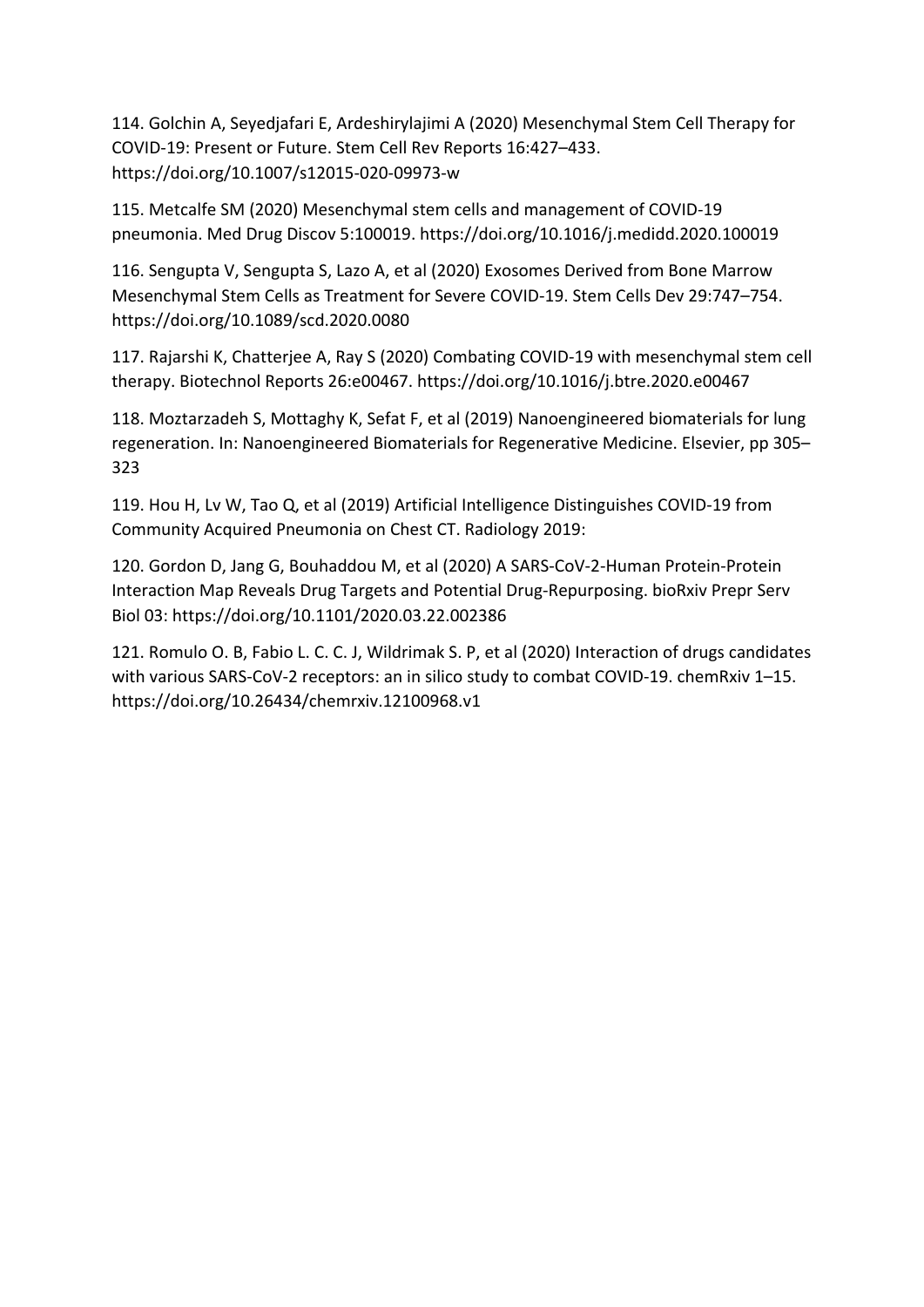114. Golchin A, Seyedjafari E, Ardeshirylajimi A (2020) Mesenchymal Stem Cell Therapy for COVID-19: Present or Future. Stem Cell Rev Reports 16:427–433. https://doi.org/10.1007/s12015-020-09973-w

115. Metcalfe SM (2020) Mesenchymal stem cells and management of COVID-19 pneumonia. Med Drug Discov 5:100019. https://doi.org/10.1016/j.medidd.2020.100019

116. Sengupta V, Sengupta S, Lazo A, et al (2020) Exosomes Derived from Bone Marrow Mesenchymal Stem Cells as Treatment for Severe COVID-19. Stem Cells Dev 29:747–754. https://doi.org/10.1089/scd.2020.0080

117. Rajarshi K, Chatterjee A, Ray S (2020) Combating COVID-19 with mesenchymal stem cell therapy. Biotechnol Reports 26:e00467. https://doi.org/10.1016/j.btre.2020.e00467

118. Moztarzadeh S, Mottaghy K, Sefat F, et al (2019) Nanoengineered biomaterials for lung regeneration. In: Nanoengineered Biomaterials for Regenerative Medicine. Elsevier, pp 305–323

119. Hou H, Lv W, Tao Q, et al (2019) Artificial Intelligence Distinguishes COVID-19 from Community Acquired Pneumonia on Chest CT. Radiology 2019:

120. Gordon D, Jang G, Bouhaddou M, et al (2020) A SARS-CoV-2-Human Protein-Protein Interaction Map Reveals Drug Targets and Potential Drug-Repurposing. bioRxiv Prepr Serv Biol 03: https://doi.org/10.1101/2020.03.22.002386

121. Romulo O. B, Fabio L. C. C. J, Wildrimak S. P, et al (2020) Interaction of drugs candidates with various SARS-CoV-2 receptors: an in silico study to combat COVID-19. chemRxiv 1–15. https://doi.org/10.26434/chemrxiv.12100968.v1